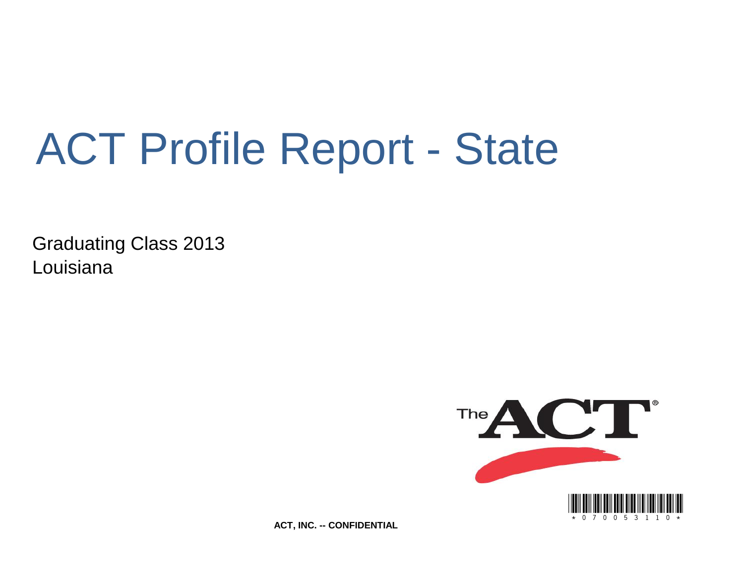# ACT Profile Report - State

Graduating Class 2013
Louisiana

ACT, INC. -- CONFIDENTIAL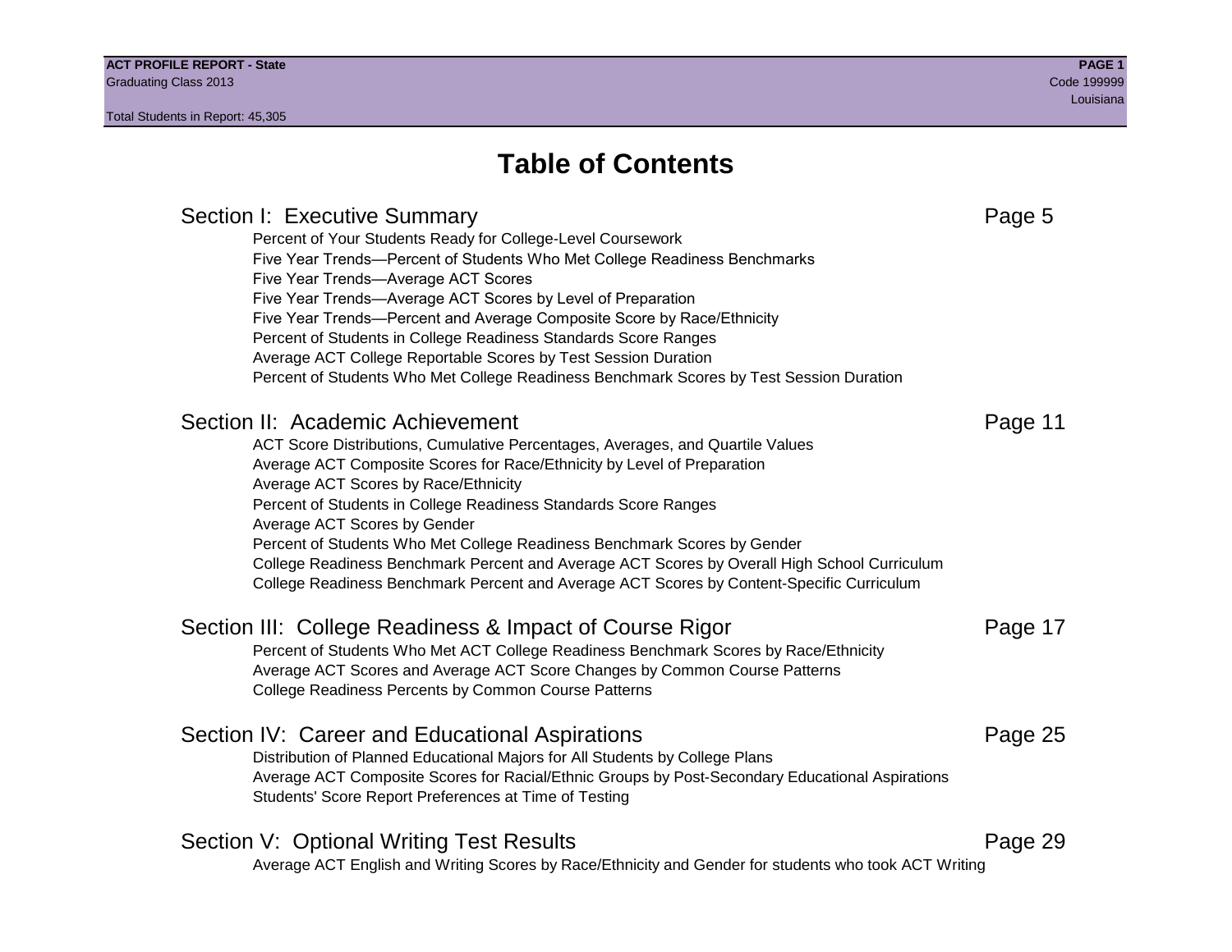# Table of Contents

## Section I: Executive Summary — Page 5

- Percent of Your Students Ready for College-Level Coursework
- Five Year Trends—Percent of Students Who Met College Readiness Benchmarks
- Five Year Trends—Average ACT Scores
- Five Year Trends—Average ACT Scores by Level of Preparation
- Five Year Trends—Percent and Average Composite Score by Race/Ethnicity
- Percent of Students in College Readiness Standards Score Ranges
- Average ACT College Reportable Scores by Test Session Duration
- Percent of Students Who Met College Readiness Benchmark Scores by Test Session Duration

## Section II: Academic Achievement — Page 11

- ACT Score Distributions, Cumulative Percentages, Averages, and Quartile Values
- Average ACT Composite Scores for Race/Ethnicity by Level of Preparation
- Average ACT Scores by Race/Ethnicity
- Percent of Students in College Readiness Standards Score Ranges
- Average ACT Scores by Gender
- Percent of Students Who Met College Readiness Benchmark Scores by Gender
- College Readiness Benchmark Percent and Average ACT Scores by Overall High School Curriculum
- College Readiness Benchmark Percent and Average ACT Scores by Content-Specific Curriculum

## Section III: College Readiness & Impact of Course Rigor — Page 17

- Percent of Students Who Met ACT College Readiness Benchmark Scores by Race/Ethnicity
- Average ACT Scores and Average ACT Score Changes by Common Course Patterns
- College Readiness Percents by Common Course Patterns

## Section IV: Career and Educational Aspirations — Page 25

- Distribution of Planned Educational Majors for All Students by College Plans
- Average ACT Composite Scores for Racial/Ethnic Groups by Post-Secondary Educational Aspirations
- Students' Score Report Preferences at Time of Testing

## Section V: Optional Writing Test Results — Page 29

- Average ACT English and Writing Scores by Race/Ethnicity and Gender for students who took ACT Writing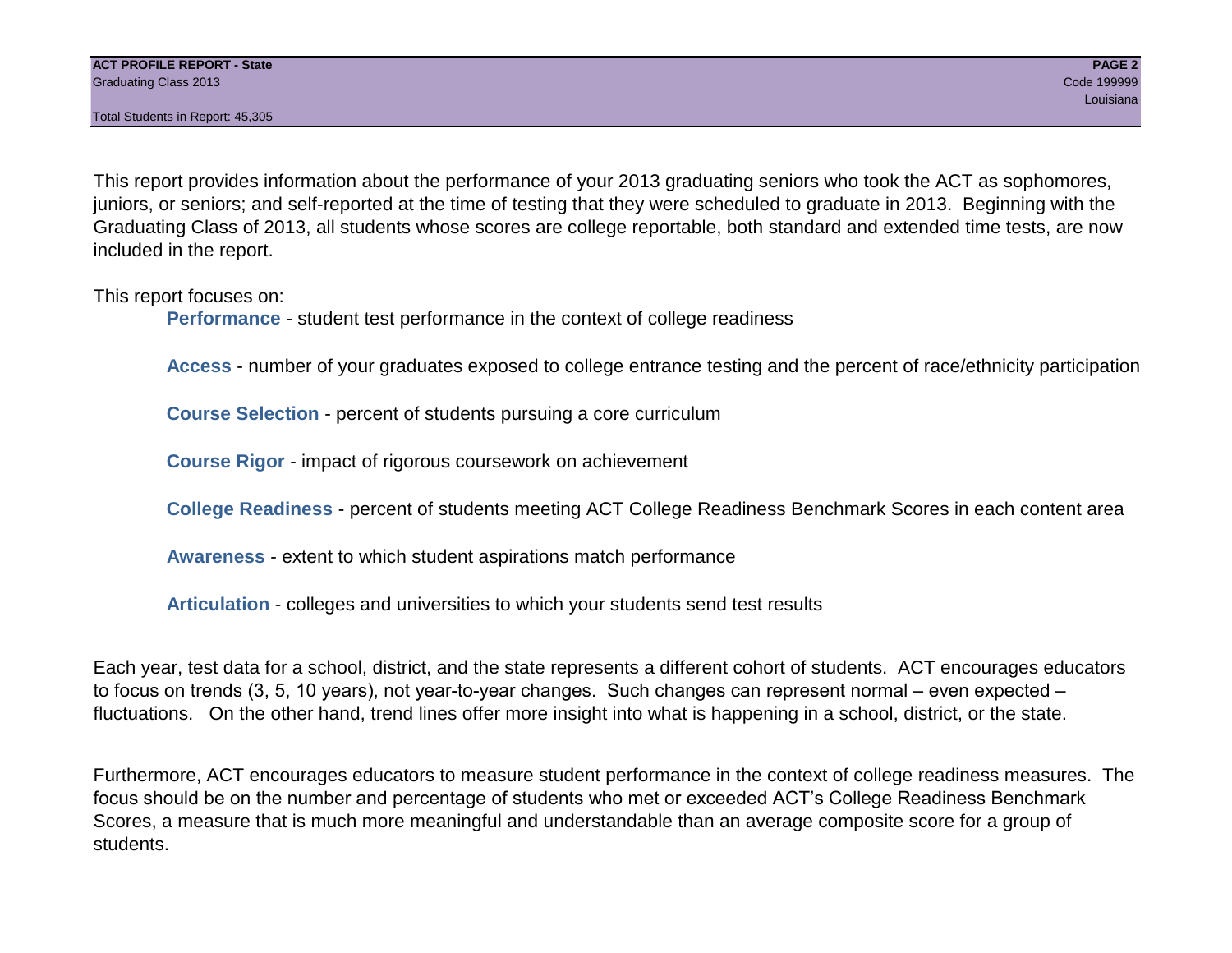This report provides information about the performance of your 2013 graduating seniors who took the ACT as sophomores, juniors, or seniors; and self-reported at the time of testing that they were scheduled to graduate in 2013. Beginning with the Graduating Class of 2013, all students whose scores are college reportable, both standard and extended time tests, are now included in the report.

This report focuses on:

- **Performance** - student test performance in the context of college readiness
- **Access** - number of your graduates exposed to college entrance testing and the percent of race/ethnicity participation
- **Course Selection** - percent of students pursuing a core curriculum
- **Course Rigor** - impact of rigorous coursework on achievement
- **College Readiness** - percent of students meeting ACT College Readiness Benchmark Scores in each content area
- **Awareness** - extent to which student aspirations match performance
- **Articulation** - colleges and universities to which your students send test results

Each year, test data for a school, district, and the state represents a different cohort of students. ACT encourages educators to focus on trends (3, 5, 10 years), not year-to-year changes. Such changes can represent normal – even expected – fluctuations. On the other hand, trend lines offer more insight into what is happening in a school, district, or the state.

Furthermore, ACT encourages educators to measure student performance in the context of college readiness measures. The focus should be on the number and percentage of students who met or exceeded ACT's College Readiness Benchmark Scores, a measure that is much more meaningful and understandable than an average composite score for a group of students.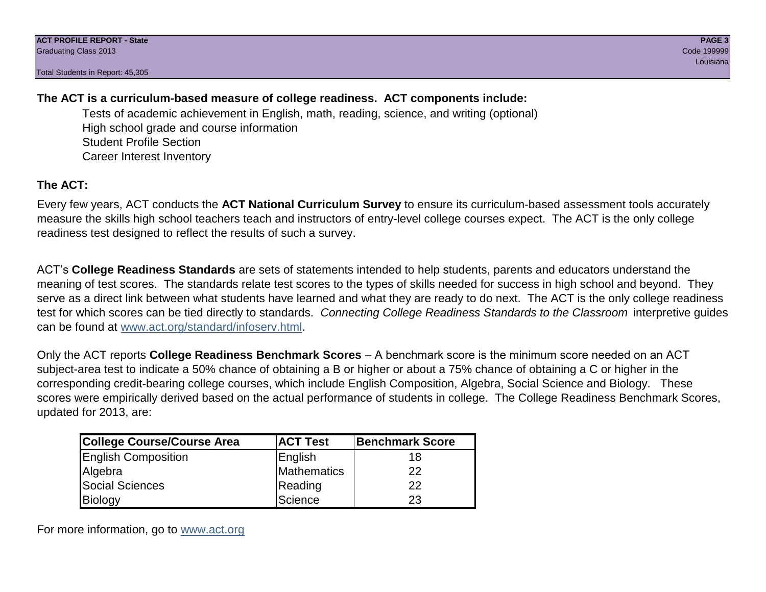**The ACT is a curriculum-based measure of college readiness. ACT components include:**

- Tests of academic achievement in English, math, reading, science, and writing (optional)
- High school grade and course information
- Student Profile Section
- Career Interest Inventory

## The ACT:

Every few years, ACT conducts the **ACT National Curriculum Survey** to ensure its curriculum-based assessment tools accurately measure the skills high school teachers teach and instructors of entry-level college courses expect. The ACT is the only college readiness test designed to reflect the results of such a survey.

ACT's **College Readiness Standards** are sets of statements intended to help students, parents and educators understand the meaning of test scores. The standards relate test scores to the types of skills needed for success in high school and beyond. They serve as a direct link between what students have learned and what they are ready to do next. The ACT is the only college readiness test for which scores can be tied directly to standards. *Connecting College Readiness Standards to the Classroom* interpretive guides can be found at www.act.org/standard/infoserv.html.

Only the ACT reports **College Readiness Benchmark Scores** – A benchmark score is the minimum score needed on an ACT subject-area test to indicate a 50% chance of obtaining a B or higher or about a 75% chance of obtaining a C or higher in the corresponding credit-bearing college courses, which include English Composition, Algebra, Social Science and Biology. These scores were empirically derived based on the actual performance of students in college. The College Readiness Benchmark Scores, updated for 2013, are:

| College Course/Course Area | ACT Test | Benchmark Score |
|---|---|---|
| English Composition | English | 18 |
| Algebra | Mathematics | 22 |
| Social Sciences | Reading | 22 |
| Biology | Science | 23 |

For more information, go to www.act.org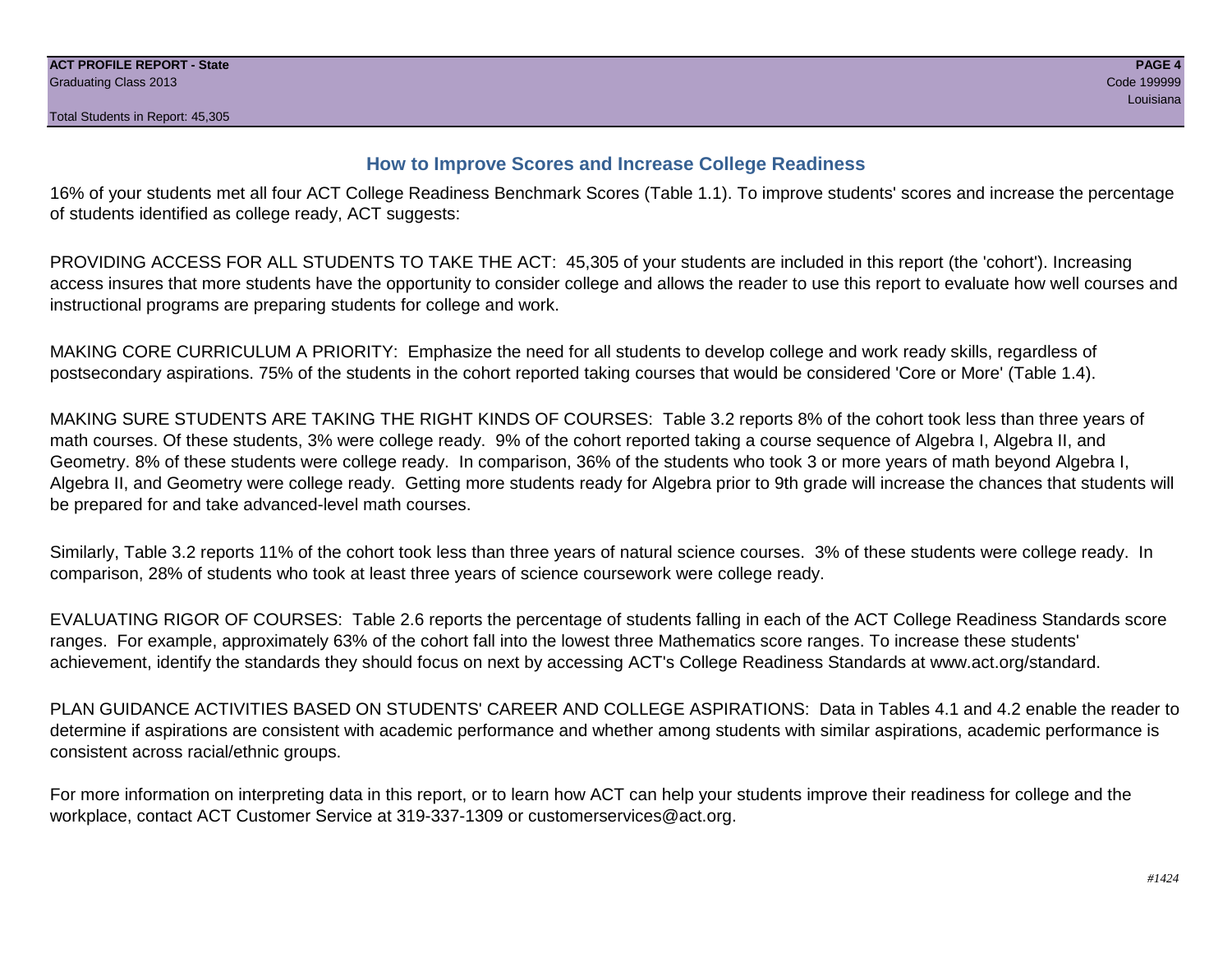## How to Improve Scores and Increase College Readiness

16% of your students met all four ACT College Readiness Benchmark Scores (Table 1.1). To improve students' scores and increase the percentage of students identified as college ready, ACT suggests:

PROVIDING ACCESS FOR ALL STUDENTS TO TAKE THE ACT: 45,305 of your students are included in this report (the 'cohort'). Increasing access insures that more students have the opportunity to consider college and allows the reader to use this report to evaluate how well courses and instructional programs are preparing students for college and work.

MAKING CORE CURRICULUM A PRIORITY: Emphasize the need for all students to develop college and work ready skills, regardless of postsecondary aspirations. 75% of the students in the cohort reported taking courses that would be considered 'Core or More' (Table 1.4).

MAKING SURE STUDENTS ARE TAKING THE RIGHT KINDS OF COURSES: Table 3.2 reports 8% of the cohort took less than three years of math courses. Of these students, 3% were college ready. 9% of the cohort reported taking a course sequence of Algebra I, Algebra II, and Geometry. 8% of these students were college ready. In comparison, 36% of the students who took 3 or more years of math beyond Algebra I, Algebra II, and Geometry were college ready. Getting more students ready for Algebra prior to 9th grade will increase the chances that students will be prepared for and take advanced-level math courses.

Similarly, Table 3.2 reports 11% of the cohort took less than three years of natural science courses. 3% of these students were college ready. In comparison, 28% of students who took at least three years of science coursework were college ready.

EVALUATING RIGOR OF COURSES: Table 2.6 reports the percentage of students falling in each of the ACT College Readiness Standards score ranges. For example, approximately 63% of the cohort fall into the lowest three Mathematics score ranges. To increase these students' achievement, identify the standards they should focus on next by accessing ACT's College Readiness Standards at www.act.org/standard.

PLAN GUIDANCE ACTIVITIES BASED ON STUDENTS' CAREER AND COLLEGE ASPIRATIONS: Data in Tables 4.1 and 4.2 enable the reader to determine if aspirations are consistent with academic performance and whether among students with similar aspirations, academic performance is consistent across racial/ethnic groups.

For more information on interpreting data in this report, or to learn how ACT can help your students improve their readiness for college and the workplace, contact ACT Customer Service at 319-337-1309 or customerservices@act.org.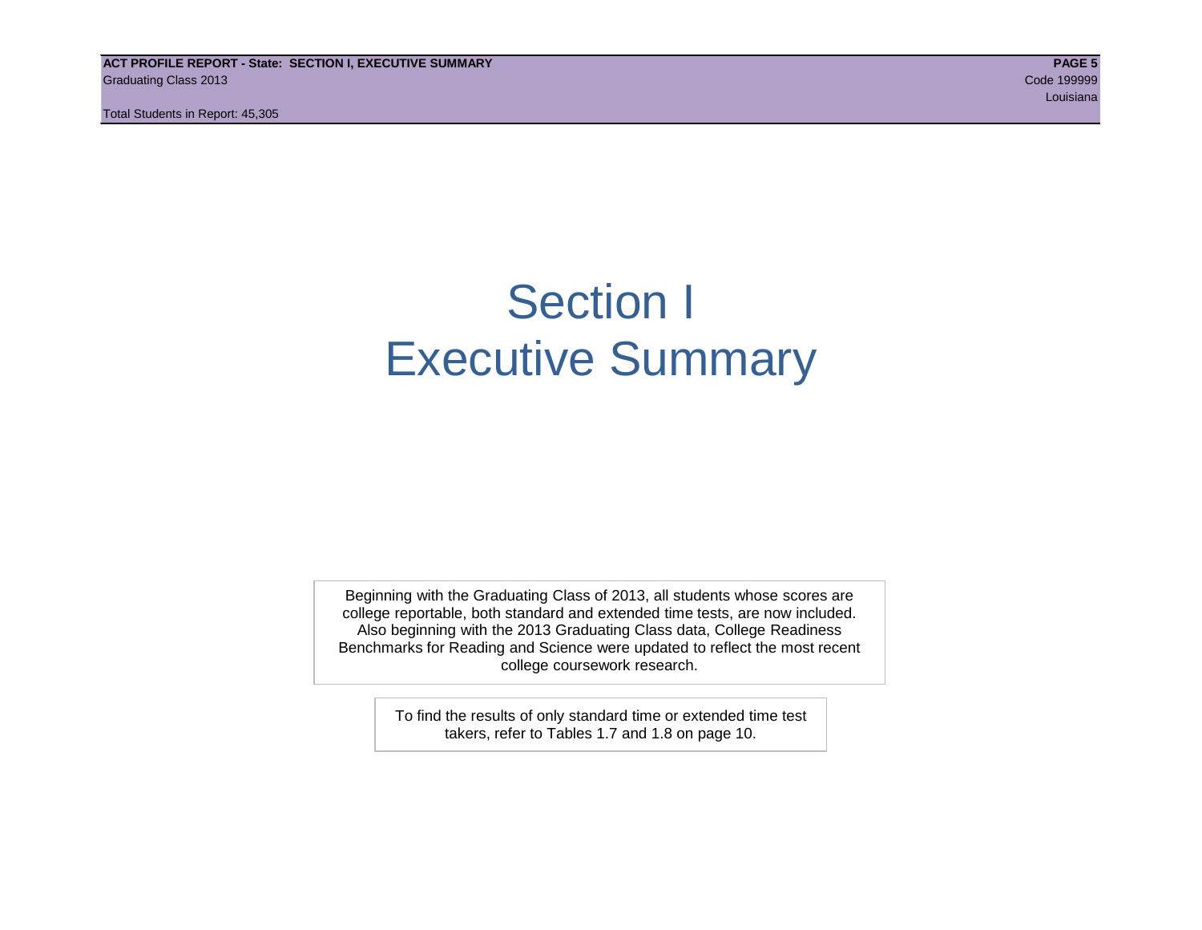# Section I
# Executive Summary

Beginning with the Graduating Class of 2013, all students whose scores are college reportable, both standard and extended time tests, are now included. Also beginning with the 2013 Graduating Class data, College Readiness Benchmarks for Reading and Science were updated to reflect the most recent college coursework research.

To find the results of only standard time or extended time test takers, refer to Tables 1.7 and 1.8 on page 10.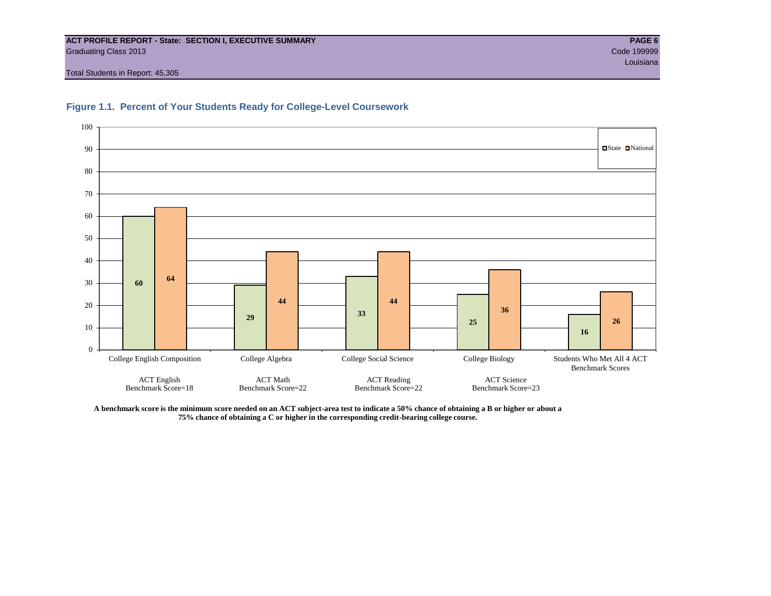ACT PROFILE REPORT - State: SECTION I, EXECUTIVE SUMMARY

Graduating Class 2013

Code 199999

Louisiana

Total Students in Report: 45,305

## Figure 1.1. Percent of Your Students Ready for College-Level Coursework

| | State | National |
|---|---|---|
| College English Composition (ACT English Benchmark Score=18) | 60 | 64 |
| College Algebra (ACT Math Benchmark Score=22) | 29 | 44 |
| College Social Science (ACT Reading Benchmark Score=22) | 33 | 44 |
| College Biology (ACT Science Benchmark Score=23) | 25 | 36 |
| Students Who Met All 4 ACT Benchmark Scores | 16 | 26 |

**A benchmark score is the minimum score needed on an ACT subject-area test to indicate a 50% chance of obtaining a B or higher or about a 75% chance of obtaining a C or higher in the corresponding credit-bearing college course.**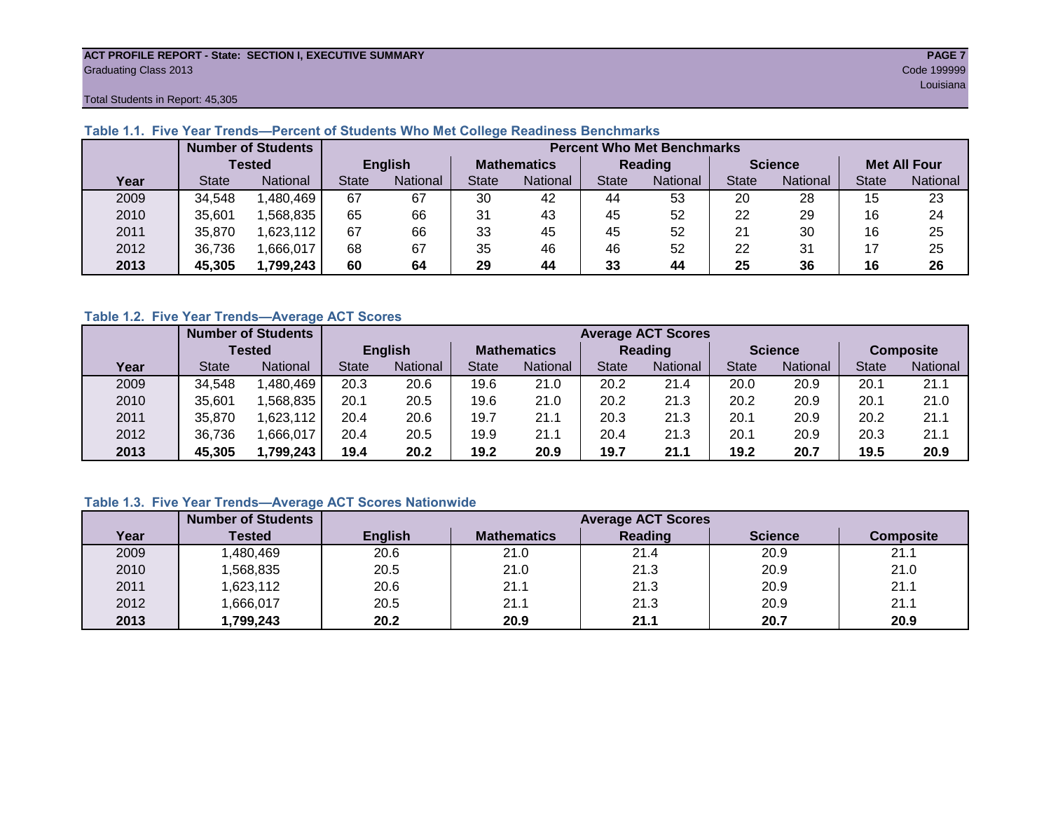**ACT PROFILE REPORT - State: SECTION I, EXECUTIVE SUMMARY**
Graduating Class 2013
Code 199999
Louisiana

Total Students in Report: 45,305

### Table 1.1. Five Year Trends—Percent of Students Who Met College Readiness Benchmarks

| | Number of Students Tested | | Percent Who Met Benchmarks | | | | | | | | | |
|---|---|---|---|---|---|---|---|---|---|---|---|---|
| | | | English | | Mathematics | | Reading | | Science | | Met All Four | |
| Year | State | National | State | National | State | National | State | National | State | National | State | National |
| 2009 | 34,548 | 1,480,469 | 67 | 67 | 30 | 42 | 44 | 53 | 20 | 28 | 15 | 23 |
| 2010 | 35,601 | 1,568,835 | 65 | 66 | 31 | 43 | 45 | 52 | 22 | 29 | 16 | 24 |
| 2011 | 35,870 | 1,623,112 | 67 | 66 | 33 | 45 | 45 | 52 | 21 | 30 | 16 | 25 |
| 2012 | 36,736 | 1,666,017 | 68 | 67 | 35 | 46 | 46 | 52 | 22 | 31 | 17 | 25 |
| **2013** | **45,305** | **1,799,243** | **60** | **64** | **29** | **44** | **33** | **44** | **25** | **36** | **16** | **26** |

### Table 1.2. Five Year Trends—Average ACT Scores

| | Number of Students Tested | | Average ACT Scores | | | | | | | | | |
|---|---|---|---|---|---|---|---|---|---|---|---|---|
| | | | English | | Mathematics | | Reading | | Science | | Composite | |
| Year | State | National | State | National | State | National | State | National | State | National | State | National |
| 2009 | 34,548 | 1,480,469 | 20.3 | 20.6 | 19.6 | 21.0 | 20.2 | 21.4 | 20.0 | 20.9 | 20.1 | 21.1 |
| 2010 | 35,601 | 1,568,835 | 20.1 | 20.5 | 19.6 | 21.0 | 20.2 | 21.3 | 20.2 | 20.9 | 20.1 | 21.0 |
| 2011 | 35,870 | 1,623,112 | 20.4 | 20.6 | 19.7 | 21.1 | 20.3 | 21.3 | 20.1 | 20.9 | 20.2 | 21.1 |
| 2012 | 36,736 | 1,666,017 | 20.4 | 20.5 | 19.9 | 21.1 | 20.4 | 21.3 | 20.1 | 20.9 | 20.3 | 21.1 |
| **2013** | **45,305** | **1,799,243** | **19.4** | **20.2** | **19.2** | **20.9** | **19.7** | **21.1** | **19.2** | **20.7** | **19.5** | **20.9** |

### Table 1.3. Five Year Trends—Average ACT Scores Nationwide

| | Number of Students | Average ACT Scores | | | | |
|---|---|---|---|---|---|---|
| Year | Tested | English | Mathematics | Reading | Science | Composite |
| 2009 | 1,480,469 | 20.6 | 21.0 | 21.4 | 20.9 | 21.1 |
| 2010 | 1,568,835 | 20.5 | 21.0 | 21.3 | 20.9 | 21.0 |
| 2011 | 1,623,112 | 20.6 | 21.1 | 21.3 | 20.9 | 21.1 |
| 2012 | 1,666,017 | 20.5 | 21.1 | 21.3 | 20.9 | 21.1 |
| **2013** | **1,799,243** | **20.2** | **20.9** | **21.1** | **20.7** | **20.9** |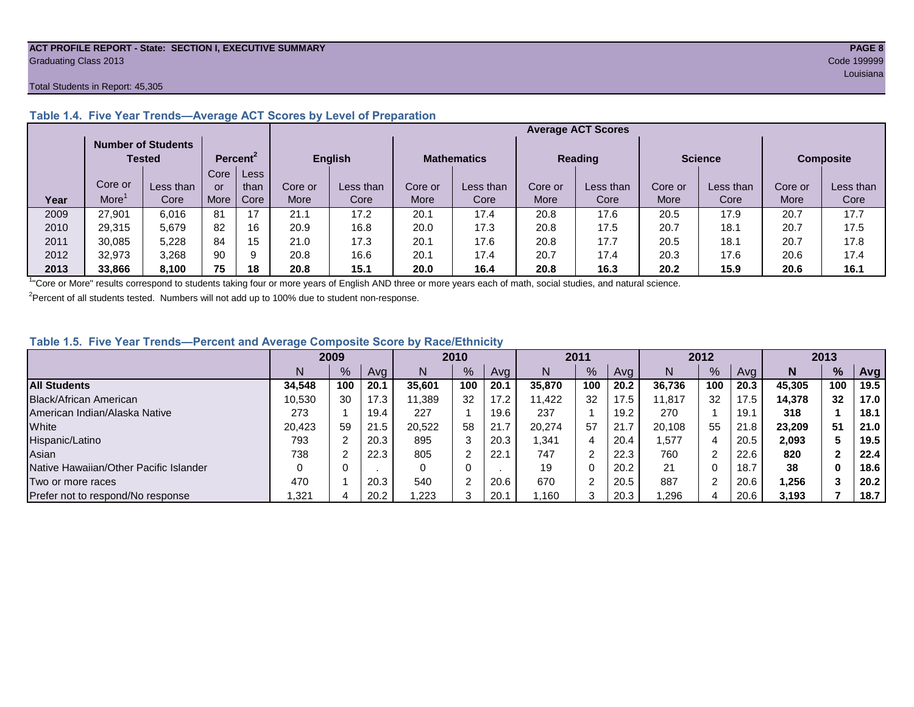ACT PROFILE REPORT - State: SECTION I, EXECUTIVE SUMMARY

Graduating Class 2013

Code 199999

Louisiana

Total Students in Report: 45,305

### Table 1.4. Five Year Trends—Average ACT Scores by Level of Preparation

| | Number of Students Tested | | Percent[2] | | Average ACT Scores | | | | | | | | | |
|---|---|---|---|---|---|---|---|---|---|---|---|---|---|---|
| | | | | | English | | Mathematics | | Reading | | Science | | Composite | |
| Year | Core or More[1] | Less than Core | Core or More | Less than Core | Core or More | Less than Core | Core or More | Less than Core | Core or More | Less than Core | Core or More | Less than Core | Core or More | Less than Core |
| 2009 | 27,901 | 6,016 | 81 | 17 | 21.1 | 17.2 | 20.1 | 17.4 | 20.8 | 17.6 | 20.5 | 17.9 | 20.7 | 17.7 |
| 2010 | 29,315 | 5,679 | 82 | 16 | 20.9 | 16.8 | 20.0 | 17.3 | 20.8 | 17.5 | 20.7 | 18.1 | 20.7 | 17.5 |
| 2011 | 30,085 | 5,228 | 84 | 15 | 21.0 | 17.3 | 20.1 | 17.6 | 20.8 | 17.7 | 20.5 | 18.1 | 20.7 | 17.8 |
| 2012 | 32,973 | 3,268 | 90 | 9 | 20.8 | 16.6 | 20.1 | 17.4 | 20.7 | 17.4 | 20.3 | 17.6 | 20.6 | 17.4 |
| **2013** | **33,866** | **8,100** | **75** | **18** | **20.8** | **15.1** | **20.0** | **16.4** | **20.8** | **16.3** | **20.2** | **15.9** | **20.6** | **16.1** |

[1]"Core or More" results correspond to students taking four or more years of English AND three or more years each of math, social studies, and natural science.

[2]Percent of all students tested. Numbers will not add up to 100% due to student non-response.

### Table 1.5. Five Year Trends—Percent and Average Composite Score by Race/Ethnicity

| | 2009 | | | 2010 | | | 2011 | | | 2012 | | | **2013** | | |
|---|---|---|---|---|---|---|---|---|---|---|---|---|---|---|---|
| | N | % | Avg | N | % | Avg | N | % | Avg | N | % | Avg | **N** | **%** | **Avg** |
| **All Students** | **34,548** | **100** | **20.1** | **35,601** | **100** | **20.1** | **35,870** | **100** | **20.2** | **36,736** | **100** | **20.3** | **45,305** | **100** | **19.5** |
| Black/African American | 10,530 | 30 | 17.3 | 11,389 | 32 | 17.2 | 11,422 | 32 | 17.5 | 11,817 | 32 | 17.5 | **14,378** | **32** | **17.0** |
| American Indian/Alaska Native | 273 | 1 | 19.4 | 227 | 1 | 19.6 | 237 | 1 | 19.2 | 270 | 1 | 19.1 | **318** | **1** | **18.1** |
| White | 20,423 | 59 | 21.5 | 20,522 | 58 | 21.7 | 20,274 | 57 | 21.7 | 20,108 | 55 | 21.8 | **23,209** | **51** | **21.0** |
| Hispanic/Latino | 793 | 2 | 20.3 | 895 | 3 | 20.3 | 1,341 | 4 | 20.4 | 1,577 | 4 | 20.5 | **2,093** | **5** | **19.5** |
| Asian | 738 | 2 | 22.3 | 805 | 2 | 22.1 | 747 | 2 | 22.3 | 760 | 2 | 22.6 | **820** | **2** | **22.4** |
| Native Hawaiian/Other Pacific Islander | 0 | 0 | . | 0 | 0 | . | 19 | 0 | 20.2 | 21 | 0 | 18.7 | **38** | **0** | **18.6** |
| Two or more races | 470 | 1 | 20.3 | 540 | 2 | 20.6 | 670 | 2 | 20.5 | 887 | 2 | 20.6 | **1,256** | **3** | **20.2** |
| Prefer not to respond/No response | 1,321 | 4 | 20.2 | 1,223 | 3 | 20.1 | 1,160 | 3 | 20.3 | 1,296 | 4 | 20.6 | **3,193** | **7** | **18.7** |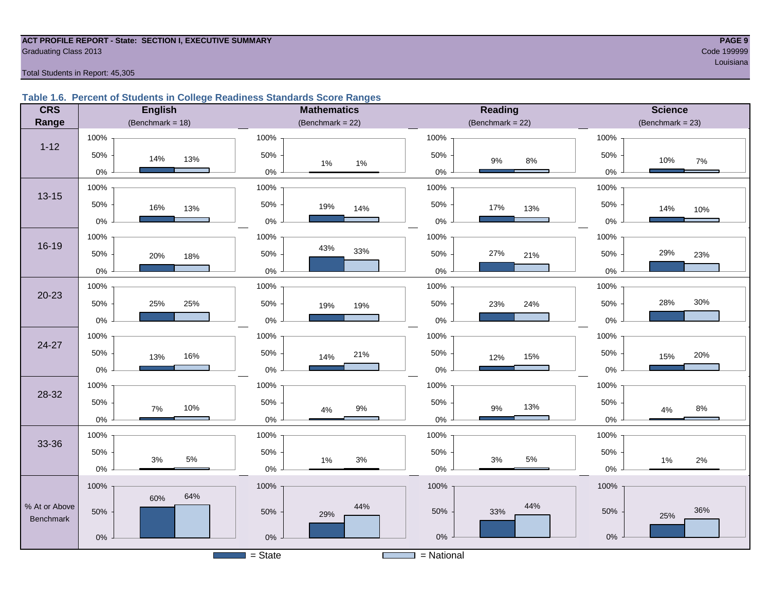ACT PROFILE REPORT - State: SECTION I, EXECUTIVE SUMMARY
Graduating Class 2013

Code 199999
Louisiana

Total Students in Report: 45,305

### Table 1.6. Percent of Students in College Readiness Standards Score Ranges

| CRS Range | English (Benchmark = 18) State | English National | Mathematics (Benchmark = 22) State | Mathematics National | Reading (Benchmark = 22) State | Reading National | Science (Benchmark = 23) State | Science National |
|---|---|---|---|---|---|---|---|---|
| 1-12 | 14% | 13% | 1% | 1% | 9% | 8% | 10% | 7% |
| 13-15 | 16% | 13% | 19% | 14% | 17% | 13% | 14% | 10% |
| 16-19 | 20% | 18% | 43% | 33% | 27% | 21% | 29% | 23% |
| 20-23 | 25% | 25% | 19% | 19% | 23% | 24% | 28% | 30% |
| 24-27 | 13% | 16% | 14% | 21% | 12% | 15% | 15% | 20% |
| 28-32 | 7% | 10% | 4% | 9% | 9% | 13% | 4% | 8% |
| 33-36 | 3% | 5% | 1% | 3% | 3% | 5% | 1% | 2% |
| % At or Above Benchmark | 60% | 64% | 29% | 44% | 33% | 44% | 25% | 36% |

= State    = National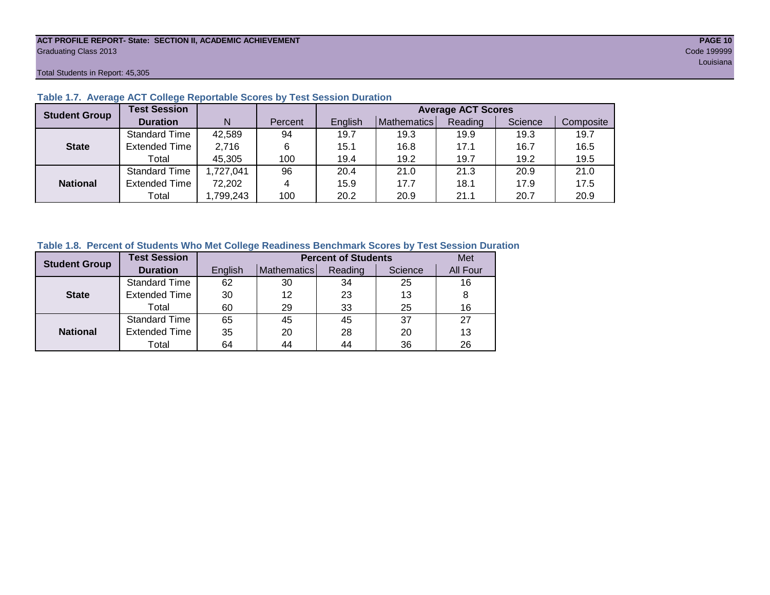ACT PROFILE REPORT- State: SECTION II, ACADEMIC ACHIEVEMENT
Graduating Class 2013
Code 199999
Louisiana

Total Students in Report: 45,305

### Table 1.7. Average ACT College Reportable Scores by Test Session Duration

| Student Group | Test Session Duration | N | Percent | Average ACT Scores: English | Mathematics | Reading | Science | Composite |
|---|---|---|---|---|---|---|---|---|
| State | Standard Time | 42,589 | 94 | 19.7 | 19.3 | 19.9 | 19.3 | 19.7 |
| | Extended Time | 2,716 | 6 | 15.1 | 16.8 | 17.1 | 16.7 | 16.5 |
| | Total | 45,305 | 100 | 19.4 | 19.2 | 19.7 | 19.2 | 19.5 |
| National | Standard Time | 1,727,041 | 96 | 20.4 | 21.0 | 21.3 | 20.9 | 21.0 |
| | Extended Time | 72,202 | 4 | 15.9 | 17.7 | 18.1 | 17.9 | 17.5 |
| | Total | 1,799,243 | 100 | 20.2 | 20.9 | 21.1 | 20.7 | 20.9 |

### Table 1.8. Percent of Students Who Met College Readiness Benchmark Scores by Test Session Duration

| Student Group | Test Session Duration | Percent of Students: English | Mathematics | Reading | Science | Met All Four |
|---|---|---|---|---|---|---|
| State | Standard Time | 62 | 30 | 34 | 25 | 16 |
| | Extended Time | 30 | 12 | 23 | 13 | 8 |
| | Total | 60 | 29 | 33 | 25 | 16 |
| National | Standard Time | 65 | 45 | 45 | 37 | 27 |
| | Extended Time | 35 | 20 | 28 | 20 | 13 |
| | Total | 64 | 44 | 44 | 36 | 26 |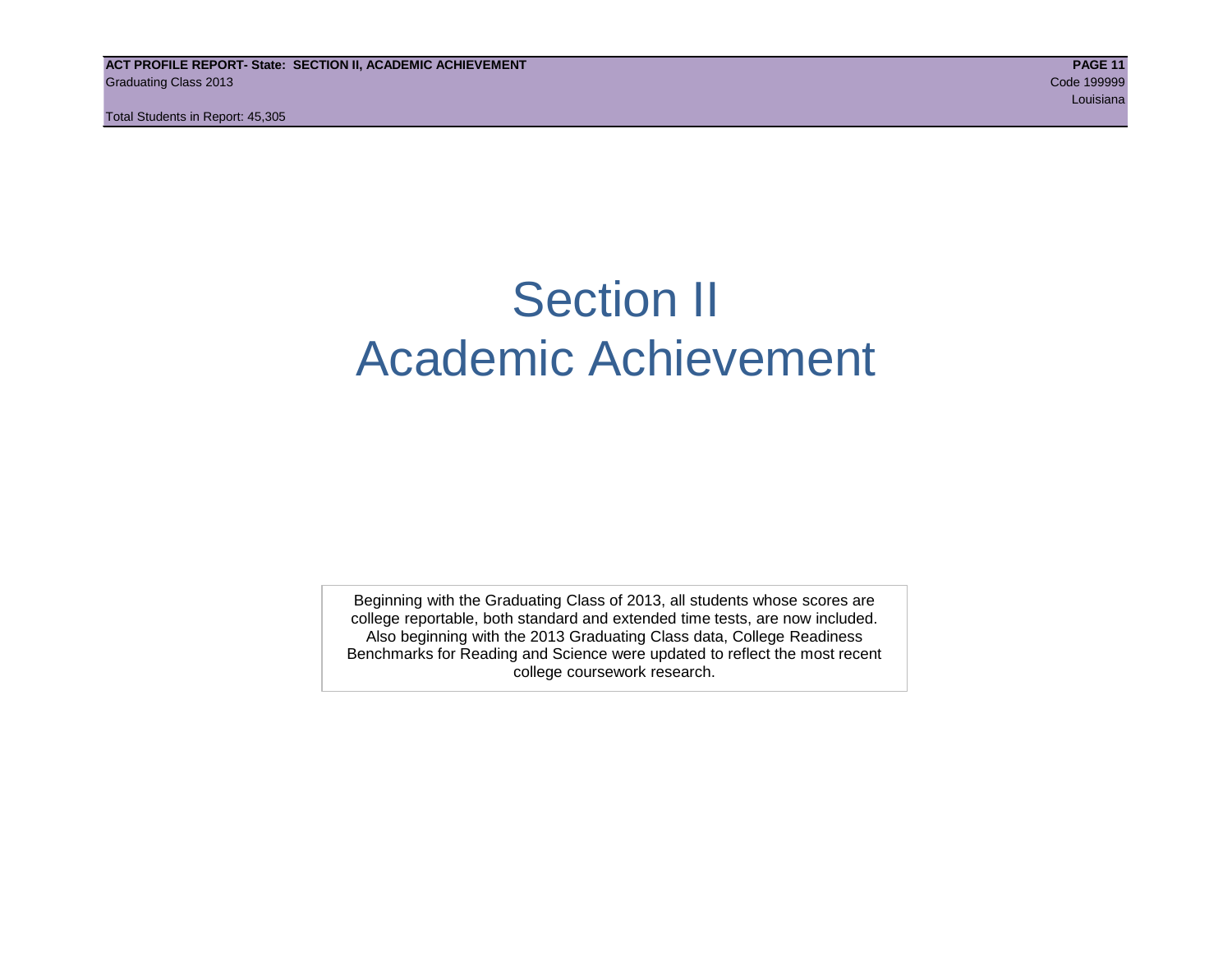# Section II
# Academic Achievement

Beginning with the Graduating Class of 2013, all students whose scores are college reportable, both standard and extended time tests, are now included. Also beginning with the 2013 Graduating Class data, College Readiness Benchmarks for Reading and Science were updated to reflect the most recent college coursework research.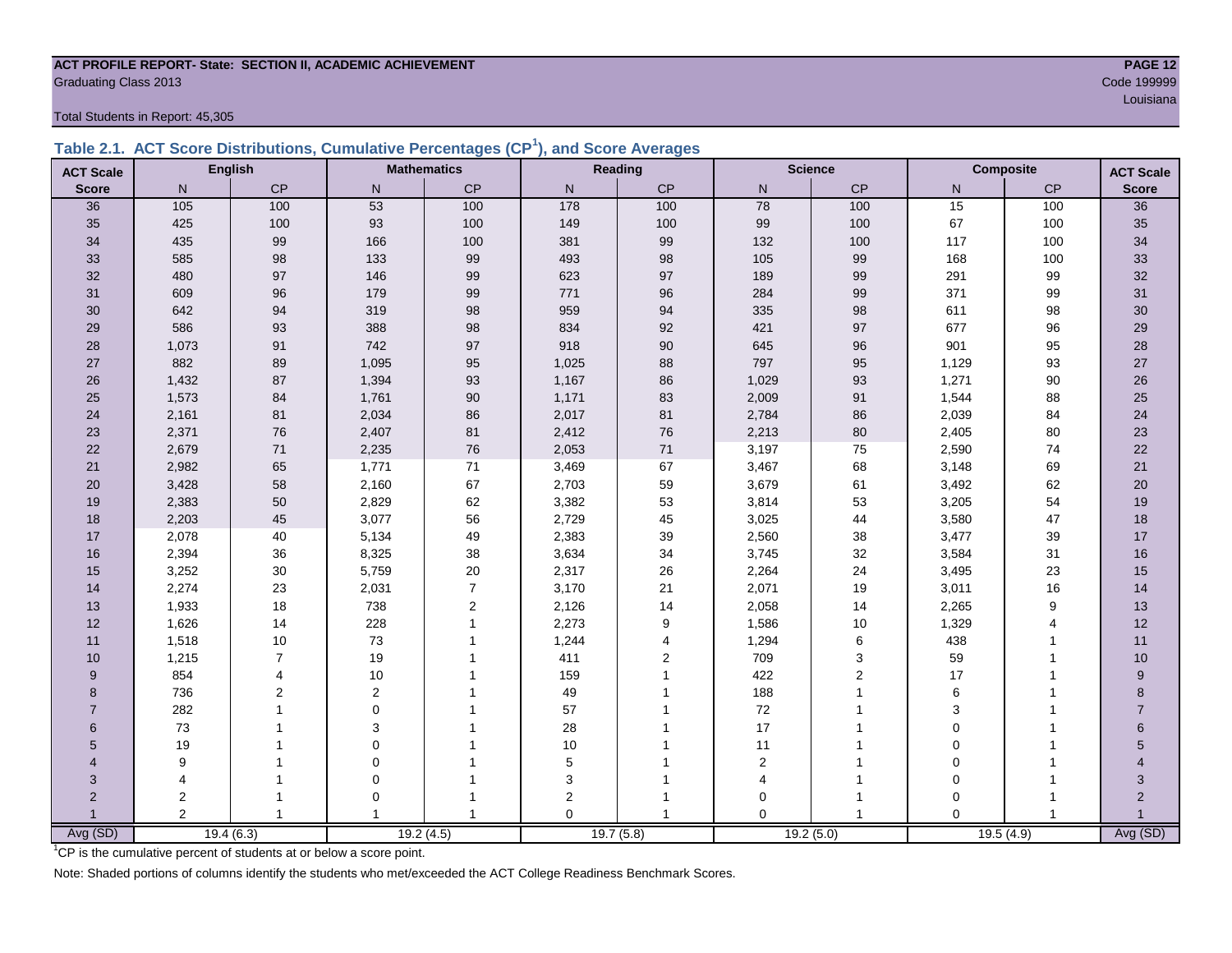**ACT PROFILE REPORT- State: SECTION II, ACADEMIC ACHIEVEMENT**
Graduating Class 2013

Code 199999
Louisiana

Total Students in Report: 45,305

## Table 2.1. ACT Score Distributions, Cumulative Percentages (CP[1]), and Score Averages

| ACT Scale | English | | Mathematics | | Reading | | Science | | Composite | | ACT Scale |
|---|---|---|---|---|---|---|---|---|---|---|---|
| Score | N | CP | N | CP | N | CP | N | CP | N | CP | Score |
| 36 | 105 | 100 | 53 | 100 | 178 | 100 | 78 | 100 | 15 | 100 | 36 |
| 35 | 425 | 100 | 93 | 100 | 149 | 100 | 99 | 100 | 67 | 100 | 35 |
| 34 | 435 | 99 | 166 | 100 | 381 | 99 | 132 | 100 | 117 | 100 | 34 |
| 33 | 585 | 98 | 133 | 99 | 493 | 98 | 105 | 99 | 168 | 100 | 33 |
| 32 | 480 | 97 | 146 | 99 | 623 | 97 | 189 | 99 | 291 | 99 | 32 |
| 31 | 609 | 96 | 179 | 99 | 771 | 96 | 284 | 99 | 371 | 99 | 31 |
| 30 | 642 | 94 | 319 | 98 | 959 | 94 | 335 | 98 | 611 | 98 | 30 |
| 29 | 586 | 93 | 388 | 98 | 834 | 92 | 421 | 97 | 677 | 96 | 29 |
| 28 | 1,073 | 91 | 742 | 97 | 918 | 90 | 645 | 96 | 901 | 95 | 28 |
| 27 | 882 | 89 | 1,095 | 95 | 1,025 | 88 | 797 | 95 | 1,129 | 93 | 27 |
| 26 | 1,432 | 87 | 1,394 | 93 | 1,167 | 86 | 1,029 | 93 | 1,271 | 90 | 26 |
| 25 | 1,573 | 84 | 1,761 | 90 | 1,171 | 83 | 2,009 | 91 | 1,544 | 88 | 25 |
| 24 | 2,161 | 81 | 2,034 | 86 | 2,017 | 81 | 2,784 | 86 | 2,039 | 84 | 24 |
| 23 | 2,371 | 76 | 2,407 | 81 | 2,412 | 76 | 2,213 | 80 | 2,405 | 80 | 23 |
| 22 | 2,679 | 71 | 2,235 | 76 | 2,053 | 71 | 3,197 | 75 | 2,590 | 74 | 22 |
| 21 | 2,982 | 65 | 1,771 | 71 | 3,469 | 67 | 3,467 | 68 | 3,148 | 69 | 21 |
| 20 | 3,428 | 58 | 2,160 | 67 | 2,703 | 59 | 3,679 | 61 | 3,492 | 62 | 20 |
| 19 | 2,383 | 50 | 2,829 | 62 | 3,382 | 53 | 3,814 | 53 | 3,205 | 54 | 19 |
| 18 | 2,203 | 45 | 3,077 | 56 | 2,729 | 45 | 3,025 | 44 | 3,580 | 47 | 18 |
| 17 | 2,078 | 40 | 5,134 | 49 | 2,383 | 39 | 2,560 | 38 | 3,477 | 39 | 17 |
| 16 | 2,394 | 36 | 8,325 | 38 | 3,634 | 34 | 3,745 | 32 | 3,584 | 31 | 16 |
| 15 | 3,252 | 30 | 5,759 | 20 | 2,317 | 26 | 2,264 | 24 | 3,495 | 23 | 15 |
| 14 | 2,274 | 23 | 2,031 | 7 | 3,170 | 21 | 2,071 | 19 | 3,011 | 16 | 14 |
| 13 | 1,933 | 18 | 738 | 2 | 2,126 | 14 | 2,058 | 14 | 2,265 | 9 | 13 |
| 12 | 1,626 | 14 | 228 | 1 | 2,273 | 9 | 1,586 | 10 | 1,329 | 4 | 12 |
| 11 | 1,518 | 10 | 73 | 1 | 1,244 | 4 | 1,294 | 6 | 438 | 1 | 11 |
| 10 | 1,215 | 7 | 19 | 1 | 411 | 2 | 709 | 3 | 59 | 1 | 10 |
| 9 | 854 | 4 | 10 | 1 | 159 | 1 | 422 | 2 | 17 | 1 | 9 |
| 8 | 736 | 2 | 2 | 1 | 49 | 1 | 188 | 1 | 6 | 1 | 8 |
| 7 | 282 | 1 | 0 | 1 | 57 | 1 | 72 | 1 | 3 | 1 | 7 |
| 6 | 73 | 1 | 3 | 1 | 28 | 1 | 17 | 1 | 0 | 1 | 6 |
| 5 | 19 | 1 | 0 | 1 | 10 | 1 | 11 | 1 | 0 | 1 | 5 |
| 4 | 9 | 1 | 0 | 1 | 5 | 1 | 2 | 1 | 0 | 1 | 4 |
| 3 | 4 | 1 | 0 | 1 | 3 | 1 | 4 | 1 | 0 | 1 | 3 |
| 2 | 2 | 1 | 0 | 1 | 2 | 1 | 0 | 1 | 0 | 1 | 2 |
| 1 | 2 | 1 | 1 | 1 | 0 | 1 | 0 | 1 | 0 | 1 | 1 |
| Avg (SD) | 19.4 (6.3) | | 19.2 (4.5) | | 19.7 (5.8) | | 19.2 (5.0) | | 19.5 (4.9) | | Avg (SD) |

[1]CP is the cumulative percent of students at or below a score point.

Note: Shaded portions of columns identify the students who met/exceeded the ACT College Readiness Benchmark Scores.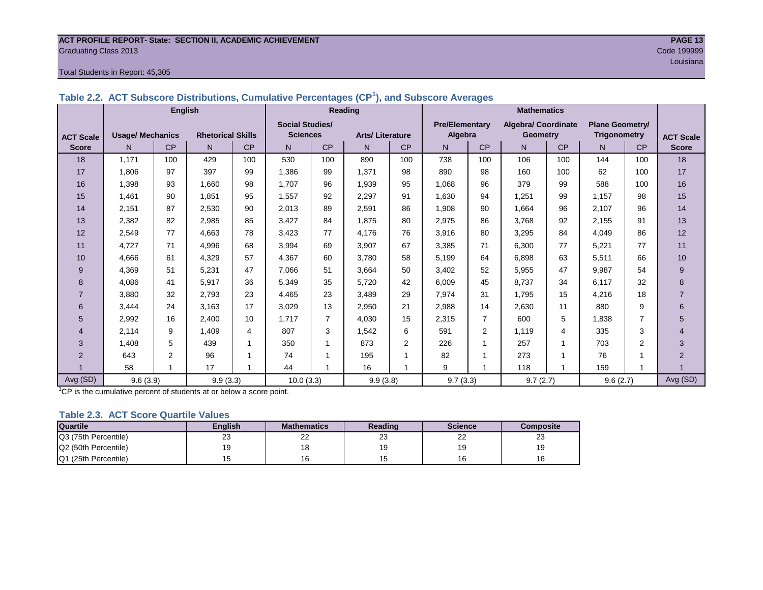**ACT PROFILE REPORT- State: SECTION II, ACADEMIC ACHIEVEMENT**
Graduating Class 2013
Code 199999
Louisiana

Total Students in Report: 45,305

### Table 2.2. ACT Subscore Distributions, Cumulative Percentages (CP[1]), and Subscore Averages

| | English | | | | Reading | | | | Mathematics | | | | | | |
|---|---|---|---|---|---|---|---|---|---|---|---|---|---|---|---|
| ACT Scale | Usage/ Mechanics | | Rhetorical Skills | | Social Studies/ Sciences | | Arts/ Literature | | Pre/Elementary Algebra | | Algebra/ Coordinate Geometry | | Plane Geometry/ Trigonometry | | ACT Scale |
| Score | N | CP | N | CP | N | CP | N | CP | N | CP | N | CP | N | CP | Score |
| 18 | 1,171 | 100 | 429 | 100 | 530 | 100 | 890 | 100 | 738 | 100 | 106 | 100 | 144 | 100 | 18 |
| 17 | 1,806 | 97 | 397 | 99 | 1,386 | 99 | 1,371 | 98 | 890 | 98 | 160 | 100 | 62 | 100 | 17 |
| 16 | 1,398 | 93 | 1,660 | 98 | 1,707 | 96 | 1,939 | 95 | 1,068 | 96 | 379 | 99 | 588 | 100 | 16 |
| 15 | 1,461 | 90 | 1,851 | 95 | 1,557 | 92 | 2,297 | 91 | 1,630 | 94 | 1,251 | 99 | 1,157 | 98 | 15 |
| 14 | 2,151 | 87 | 2,530 | 90 | 2,013 | 89 | 2,591 | 86 | 1,908 | 90 | 1,664 | 96 | 2,107 | 96 | 14 |
| 13 | 2,382 | 82 | 2,985 | 85 | 3,427 | 84 | 1,875 | 80 | 2,975 | 86 | 3,768 | 92 | 2,155 | 91 | 13 |
| 12 | 2,549 | 77 | 4,663 | 78 | 3,423 | 77 | 4,176 | 76 | 3,916 | 80 | 3,295 | 84 | 4,049 | 86 | 12 |
| 11 | 4,727 | 71 | 4,996 | 68 | 3,994 | 69 | 3,907 | 67 | 3,385 | 71 | 6,300 | 77 | 5,221 | 77 | 11 |
| 10 | 4,666 | 61 | 4,329 | 57 | 4,367 | 60 | 3,780 | 58 | 5,199 | 64 | 6,898 | 63 | 5,511 | 66 | 10 |
| 9 | 4,369 | 51 | 5,231 | 47 | 7,066 | 51 | 3,664 | 50 | 3,402 | 52 | 5,955 | 47 | 9,987 | 54 | 9 |
| 8 | 4,086 | 41 | 5,917 | 36 | 5,349 | 35 | 5,720 | 42 | 6,009 | 45 | 8,737 | 34 | 6,117 | 32 | 8 |
| 7 | 3,880 | 32 | 2,793 | 23 | 4,465 | 23 | 3,489 | 29 | 7,974 | 31 | 1,795 | 15 | 4,216 | 18 | 7 |
| 6 | 3,444 | 24 | 3,163 | 17 | 3,029 | 13 | 2,950 | 21 | 2,988 | 14 | 2,630 | 11 | 880 | 9 | 6 |
| 5 | 2,992 | 16 | 2,400 | 10 | 1,717 | 7 | 4,030 | 15 | 2,315 | 7 | 600 | 5 | 1,838 | 7 | 5 |
| 4 | 2,114 | 9 | 1,409 | 4 | 807 | 3 | 1,542 | 6 | 591 | 2 | 1,119 | 4 | 335 | 3 | 4 |
| 3 | 1,408 | 5 | 439 | 1 | 350 | 1 | 873 | 2 | 226 | 1 | 257 | 1 | 703 | 2 | 3 |
| 2 | 643 | 2 | 96 | 1 | 74 | 1 | 195 | 1 | 82 | 1 | 273 | 1 | 76 | 1 | 2 |
| 1 | 58 | 1 | 17 | 1 | 44 | 1 | 16 | 1 | 9 | 1 | 118 | 1 | 159 | 1 | 1 |
| Avg (SD) | 9.6 (3.9) | | 9.9 (3.3) | | 10.0 (3.3) | | 9.9 (3.8) | | 9.7 (3.3) | | 9.7 (2.7) | | 9.6 (2.7) | | Avg (SD) |

[1]CP is the cumulative percent of students at or below a score point.

### Table 2.3. ACT Score Quartile Values

| Quartile | English | Mathematics | Reading | Science | Composite |
|---|---|---|---|---|---|
| Q3 (75th Percentile) | 23 | 22 | 23 | 22 | 23 |
| Q2 (50th Percentile) | 19 | 18 | 19 | 19 | 19 |
| Q1 (25th Percentile) | 15 | 16 | 15 | 16 | 16 |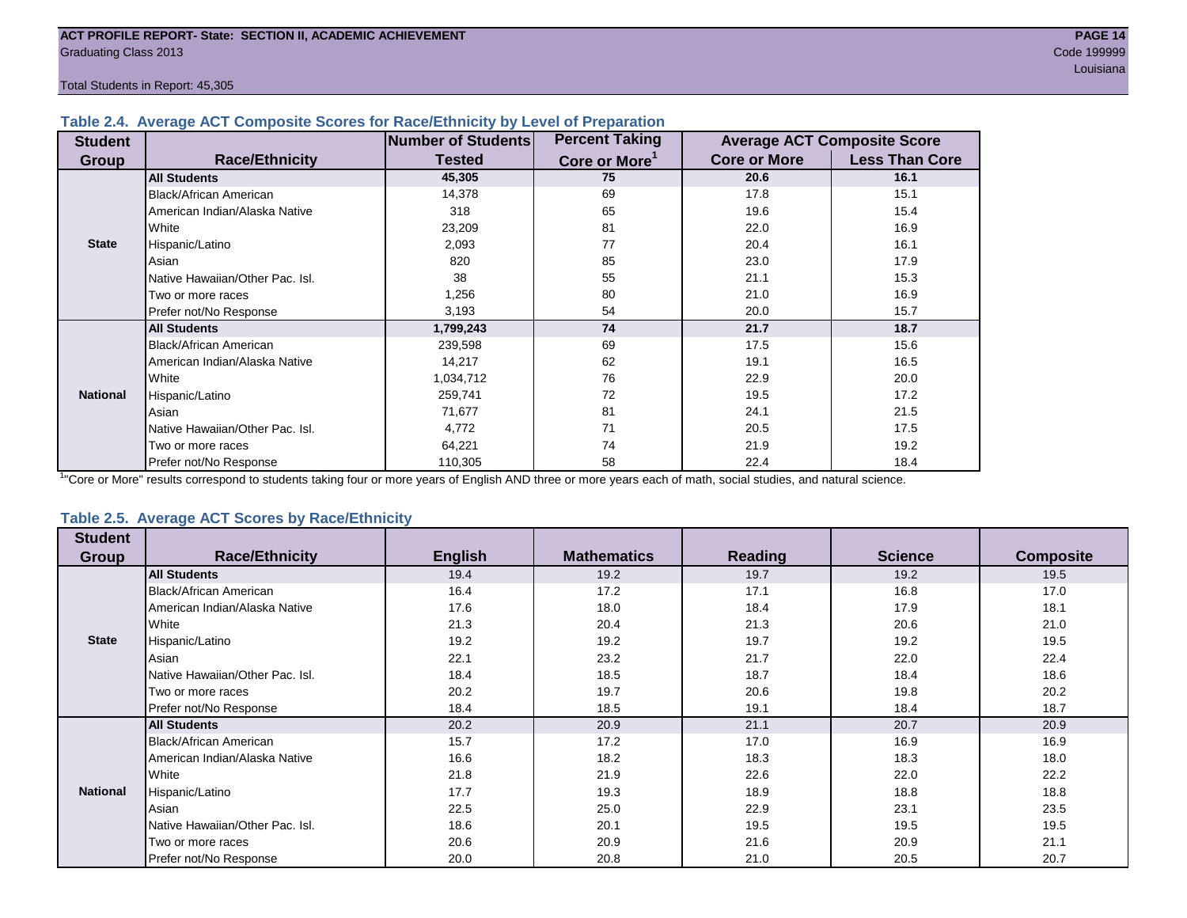ACT PROFILE REPORT- State: SECTION II, ACADEMIC ACHIEVEMENT
Graduating Class 2013
Code 199999
Louisiana

Total Students in Report: 45,305

### Table 2.4. Average ACT Composite Scores for Race/Ethnicity by Level of Preparation

| Student Group | Race/Ethnicity | Number of Students Tested | Percent Taking Core or More[1] | Average ACT Composite Score | |
|---|---|---|---|---|---|
| | | | | Core or More | Less Than Core |
| State | **All Students** | **45,305** | **75** | **20.6** | **16.1** |
| | Black/African American | 14,378 | 69 | 17.8 | 15.1 |
| | American Indian/Alaska Native | 318 | 65 | 19.6 | 15.4 |
| | White | 23,209 | 81 | 22.0 | 16.9 |
| | Hispanic/Latino | 2,093 | 77 | 20.4 | 16.1 |
| | Asian | 820 | 85 | 23.0 | 17.9 |
| | Native Hawaiian/Other Pac. Isl. | 38 | 55 | 21.1 | 15.3 |
| | Two or more races | 1,256 | 80 | 21.0 | 16.9 |
| | Prefer not/No Response | 3,193 | 54 | 20.0 | 15.7 |
| National | **All Students** | **1,799,243** | **74** | **21.7** | **18.7** |
| | Black/African American | 239,598 | 69 | 17.5 | 15.6 |
| | American Indian/Alaska Native | 14,217 | 62 | 19.1 | 16.5 |
| | White | 1,034,712 | 76 | 22.9 | 20.0 |
| | Hispanic/Latino | 259,741 | 72 | 19.5 | 17.2 |
| | Asian | 71,677 | 81 | 24.1 | 21.5 |
| | Native Hawaiian/Other Pac. Isl. | 4,772 | 71 | 20.5 | 17.5 |
| | Two or more races | 64,221 | 74 | 21.9 | 19.2 |
| | Prefer not/No Response | 110,305 | 58 | 22.4 | 18.4 |

[1]"Core or More" results correspond to students taking four or more years of English AND three or more years each of math, social studies, and natural science.

### Table 2.5. Average ACT Scores by Race/Ethnicity

| Student Group | Race/Ethnicity | English | Mathematics | Reading | Science | Composite |
|---|---|---|---|---|---|---|
| State | **All Students** | 19.4 | 19.2 | 19.7 | 19.2 | 19.5 |
| | Black/African American | 16.4 | 17.2 | 17.1 | 16.8 | 17.0 |
| | American Indian/Alaska Native | 17.6 | 18.0 | 18.4 | 17.9 | 18.1 |
| | White | 21.3 | 20.4 | 21.3 | 20.6 | 21.0 |
| | Hispanic/Latino | 19.2 | 19.2 | 19.7 | 19.2 | 19.5 |
| | Asian | 22.1 | 23.2 | 21.7 | 22.0 | 22.4 |
| | Native Hawaiian/Other Pac. Isl. | 18.4 | 18.5 | 18.7 | 18.4 | 18.6 |
| | Two or more races | 20.2 | 19.7 | 20.6 | 19.8 | 20.2 |
| | Prefer not/No Response | 18.4 | 18.5 | 19.1 | 18.4 | 18.7 |
| National | **All Students** | 20.2 | 20.9 | 21.1 | 20.7 | 20.9 |
| | Black/African American | 15.7 | 17.2 | 17.0 | 16.9 | 16.9 |
| | American Indian/Alaska Native | 16.6 | 18.2 | 18.3 | 18.3 | 18.0 |
| | White | 21.8 | 21.9 | 22.6 | 22.0 | 22.2 |
| | Hispanic/Latino | 17.7 | 19.3 | 18.9 | 18.8 | 18.8 |
| | Asian | 22.5 | 25.0 | 22.9 | 23.1 | 23.5 |
| | Native Hawaiian/Other Pac. Isl. | 18.6 | 20.1 | 19.5 | 19.5 | 19.5 |
| | Two or more races | 20.6 | 20.9 | 21.6 | 20.9 | 21.1 |
| | Prefer not/No Response | 20.0 | 20.8 | 21.0 | 20.5 | 20.7 |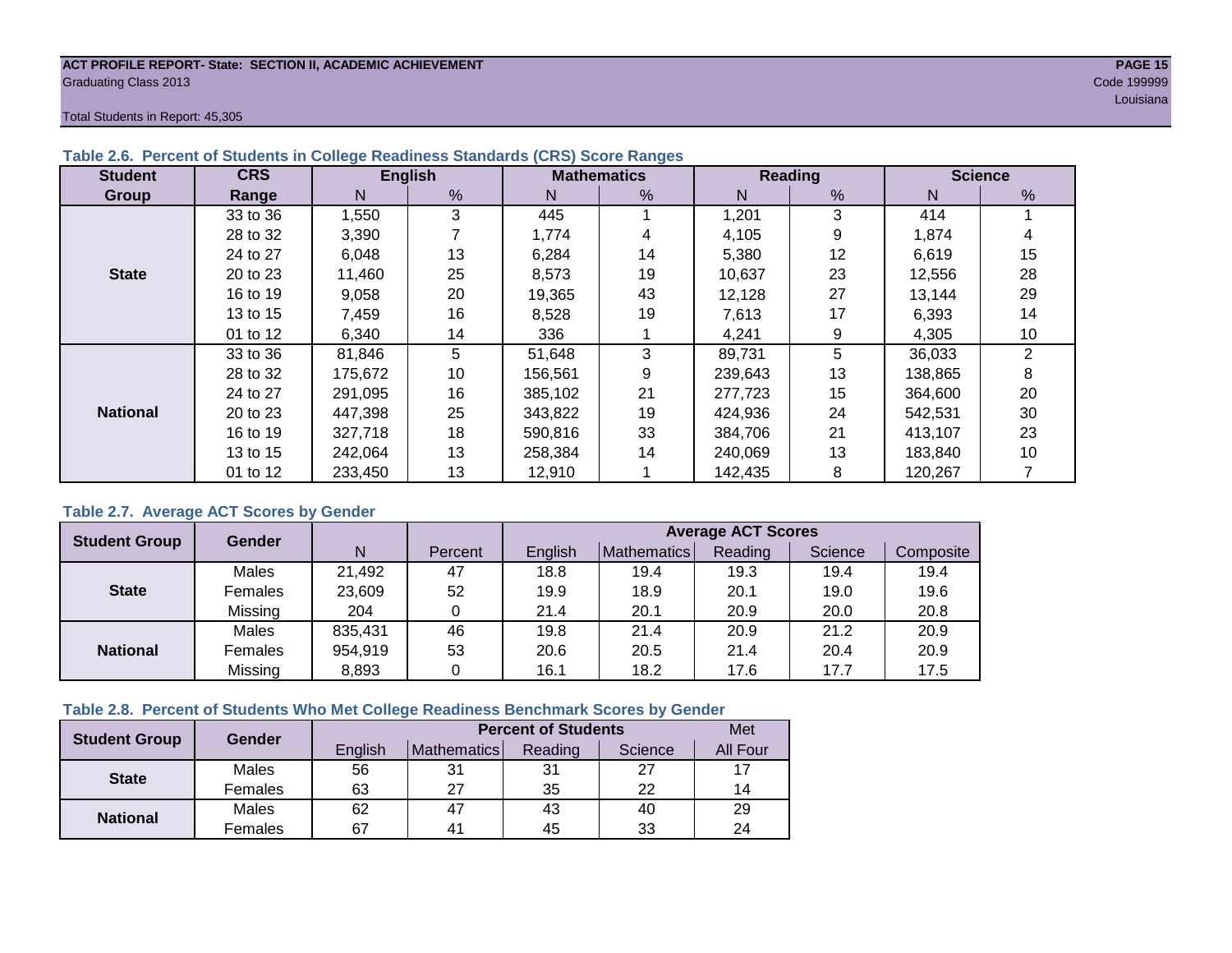**ACT PROFILE REPORT- State: SECTION II, ACADEMIC ACHIEVEMENT**

Graduating Class 2013

Code 199999

Louisiana

Total Students in Report: 45,305

### Table 2.6. Percent of Students in College Readiness Standards (CRS) Score Ranges

| Student Group | CRS Range | English | | Mathematics | | Reading | | Science | |
|---|---|---|---|---|---|---|---|---|---|
| | | N | % | N | % | N | % | N | % |
| State | 33 to 36 | 1,550 | 3 | 445 | 1 | 1,201 | 3 | 414 | 1 |
| | 28 to 32 | 3,390 | 7 | 1,774 | 4 | 4,105 | 9 | 1,874 | 4 |
| | 24 to 27 | 6,048 | 13 | 6,284 | 14 | 5,380 | 12 | 6,619 | 15 |
| | 20 to 23 | 11,460 | 25 | 8,573 | 19 | 10,637 | 23 | 12,556 | 28 |
| | 16 to 19 | 9,058 | 20 | 19,365 | 43 | 12,128 | 27 | 13,144 | 29 |
| | 13 to 15 | 7,459 | 16 | 8,528 | 19 | 7,613 | 17 | 6,393 | 14 |
| | 01 to 12 | 6,340 | 14 | 336 | 1 | 4,241 | 9 | 4,305 | 10 |
| National | 33 to 36 | 81,846 | 5 | 51,648 | 3 | 89,731 | 5 | 36,033 | 2 |
| | 28 to 32 | 175,672 | 10 | 156,561 | 9 | 239,643 | 13 | 138,865 | 8 |
| | 24 to 27 | 291,095 | 16 | 385,102 | 21 | 277,723 | 15 | 364,600 | 20 |
| | 20 to 23 | 447,398 | 25 | 343,822 | 19 | 424,936 | 24 | 542,531 | 30 |
| | 16 to 19 | 327,718 | 18 | 590,816 | 33 | 384,706 | 21 | 413,107 | 23 |
| | 13 to 15 | 242,064 | 13 | 258,384 | 14 | 240,069 | 13 | 183,840 | 10 |
| | 01 to 12 | 233,450 | 13 | 12,910 | 1 | 142,435 | 8 | 120,267 | 7 |

### Table 2.7. Average ACT Scores by Gender

| Student Group | Gender | N | Percent | Average ACT Scores | | | | |
|---|---|---|---|---|---|---|---|---|
| | | | | English | Mathematics | Reading | Science | Composite |
| State | Males | 21,492 | 47 | 18.8 | 19.4 | 19.3 | 19.4 | 19.4 |
| | Females | 23,609 | 52 | 19.9 | 18.9 | 20.1 | 19.0 | 19.6 |
| | Missing | 204 | 0 | 21.4 | 20.1 | 20.9 | 20.0 | 20.8 |
| National | Males | 835,431 | 46 | 19.8 | 21.4 | 20.9 | 21.2 | 20.9 |
| | Females | 954,919 | 53 | 20.6 | 20.5 | 21.4 | 20.4 | 20.9 |
| | Missing | 8,893 | 0 | 16.1 | 18.2 | 17.6 | 17.7 | 17.5 |

### Table 2.8. Percent of Students Who Met College Readiness Benchmark Scores by Gender

| Student Group | Gender | Percent of Students | | | | Met |
|---|---|---|---|---|---|---|
| | | English | Mathematics | Reading | Science | All Four |
| State | Males | 56 | 31 | 31 | 27 | 17 |
| | Females | 63 | 27 | 35 | 22 | 14 |
| National | Males | 62 | 47 | 43 | 40 | 29 |
| | Females | 67 | 41 | 45 | 33 | 24 |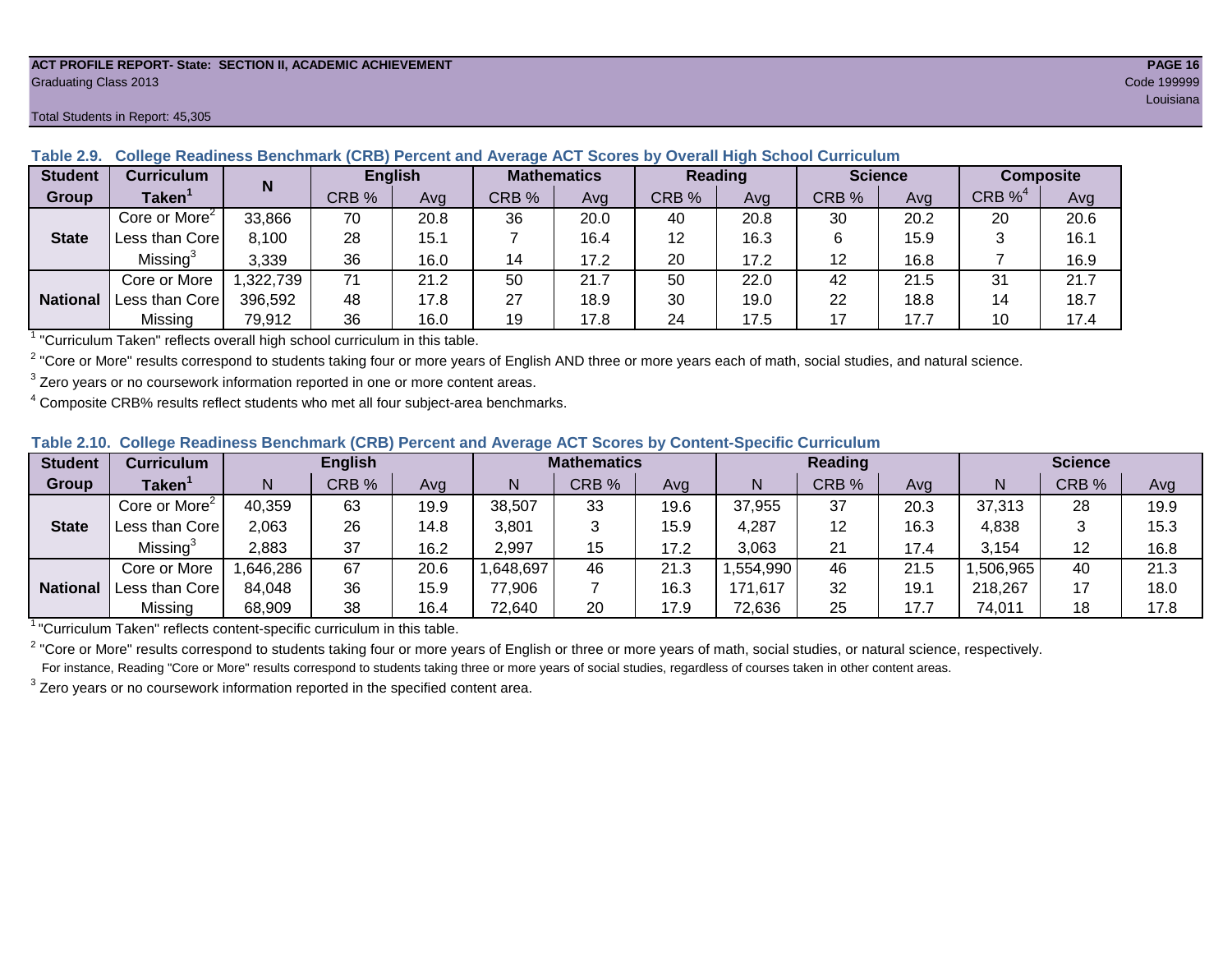ACT PROFILE REPORT- State: SECTION II, ACADEMIC ACHIEVEMENT

Graduating Class 2013

Code 199999

Louisiana

Total Students in Report: 45,305

**Table 2.9. College Readiness Benchmark (CRB) Percent and Average ACT Scores by Overall High School Curriculum**

| Student Group | Curriculum Taken[1] | N | English | | Mathematics | | Reading | | Science | | Composite | |
|---|---|---|---|---|---|---|---|---|---|---|---|---|
| | | | CRB % | Avg | CRB % | Avg | CRB % | Avg | CRB % | Avg | CRB %[4] | Avg |
| State | Core or More[2] | 33,866 | 70 | 20.8 | 36 | 20.0 | 40 | 20.8 | 30 | 20.2 | 20 | 20.6 |
| | Less than Core | 8,100 | 28 | 15.1 | 7 | 16.4 | 12 | 16.3 | 6 | 15.9 | 3 | 16.1 |
| | Missing[3] | 3,339 | 36 | 16.0 | 14 | 17.2 | 20 | 17.2 | 12 | 16.8 | 7 | 16.9 |
| National | Core or More | 1,322,739 | 71 | 21.2 | 50 | 21.7 | 50 | 22.0 | 42 | 21.5 | 31 | 21.7 |
| | Less than Core | 396,592 | 48 | 17.8 | 27 | 18.9 | 30 | 19.0 | 22 | 18.8 | 14 | 18.7 |
| | Missing | 79,912 | 36 | 16.0 | 19 | 17.8 | 24 | 17.5 | 17 | 17.7 | 10 | 17.4 |

[1] "Curriculum Taken" reflects overall high school curriculum in this table.

[2] "Core or More" results correspond to students taking four or more years of English AND three or more years each of math, social studies, and natural science.

[3] Zero years or no coursework information reported in one or more content areas.

[4] Composite CRB% results reflect students who met all four subject-area benchmarks.

**Table 2.10. College Readiness Benchmark (CRB) Percent and Average ACT Scores by Content-Specific Curriculum**

| Student Group | Curriculum Taken[1] | English | | | Mathematics | | | Reading | | | Science | | |
|---|---|---|---|---|---|---|---|---|---|---|---|---|---|
| | | N | CRB % | Avg | N | CRB % | Avg | N | CRB % | Avg | N | CRB % | Avg |
| State | Core or More[2] | 40,359 | 63 | 19.9 | 38,507 | 33 | 19.6 | 37,955 | 37 | 20.3 | 37,313 | 28 | 19.9 |
| | Less than Core | 2,063 | 26 | 14.8 | 3,801 | 3 | 15.9 | 4,287 | 12 | 16.3 | 4,838 | 3 | 15.3 |
| | Missing[3] | 2,883 | 37 | 16.2 | 2,997 | 15 | 17.2 | 3,063 | 21 | 17.4 | 3,154 | 12 | 16.8 |
| National | Core or More | 1,646,286 | 67 | 20.6 | 1,648,697 | 46 | 21.3 | 1,554,990 | 46 | 21.5 | 1,506,965 | 40 | 21.3 |
| | Less than Core | 84,048 | 36 | 15.9 | 77,906 | 7 | 16.3 | 171,617 | 32 | 19.1 | 218,267 | 17 | 18.0 |
| | Missing | 68,909 | 38 | 16.4 | 72,640 | 20 | 17.9 | 72,636 | 25 | 17.7 | 74,011 | 18 | 17.8 |

[1] "Curriculum Taken" reflects content-specific curriculum in this table.

[2] "Core or More" results correspond to students taking four or more years of English or three or more years of math, social studies, or natural science, respectively.
For instance, Reading "Core or More" results correspond to students taking three or more years of social studies, regardless of courses taken in other content areas.

[3] Zero years or no coursework information reported in the specified content area.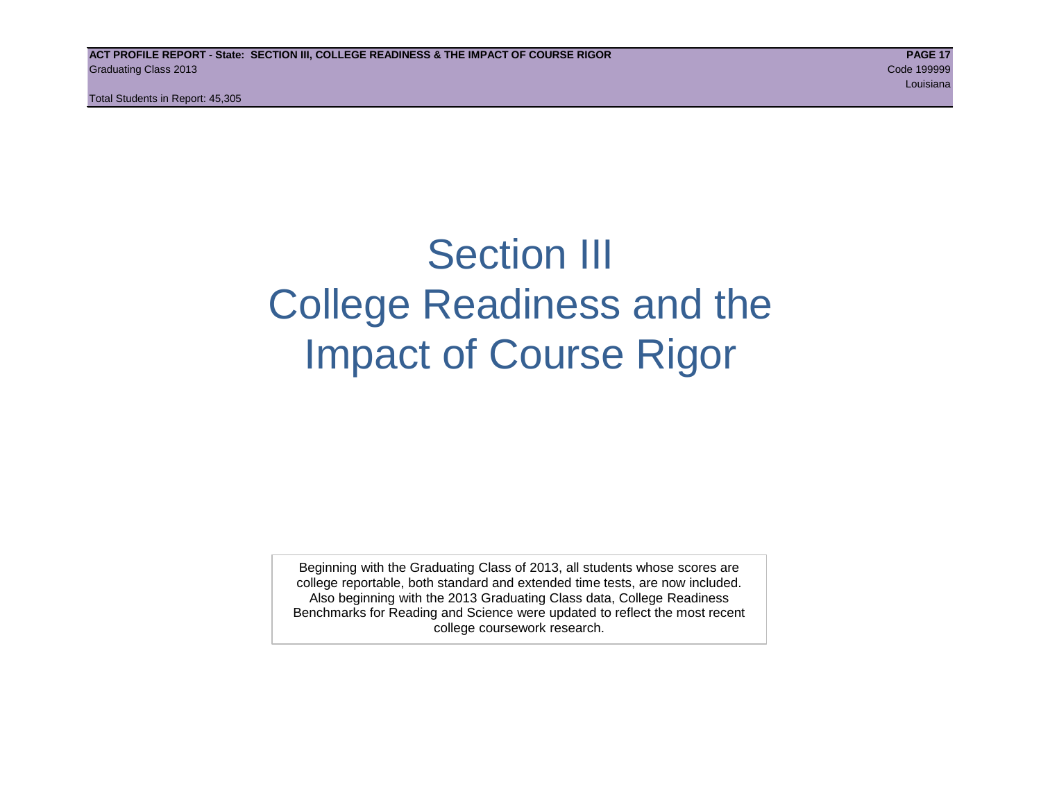# Section III
# College Readiness and the Impact of Course Rigor

Beginning with the Graduating Class of 2013, all students whose scores are college reportable, both standard and extended time tests, are now included. Also beginning with the 2013 Graduating Class data, College Readiness Benchmarks for Reading and Science were updated to reflect the most recent college coursework research.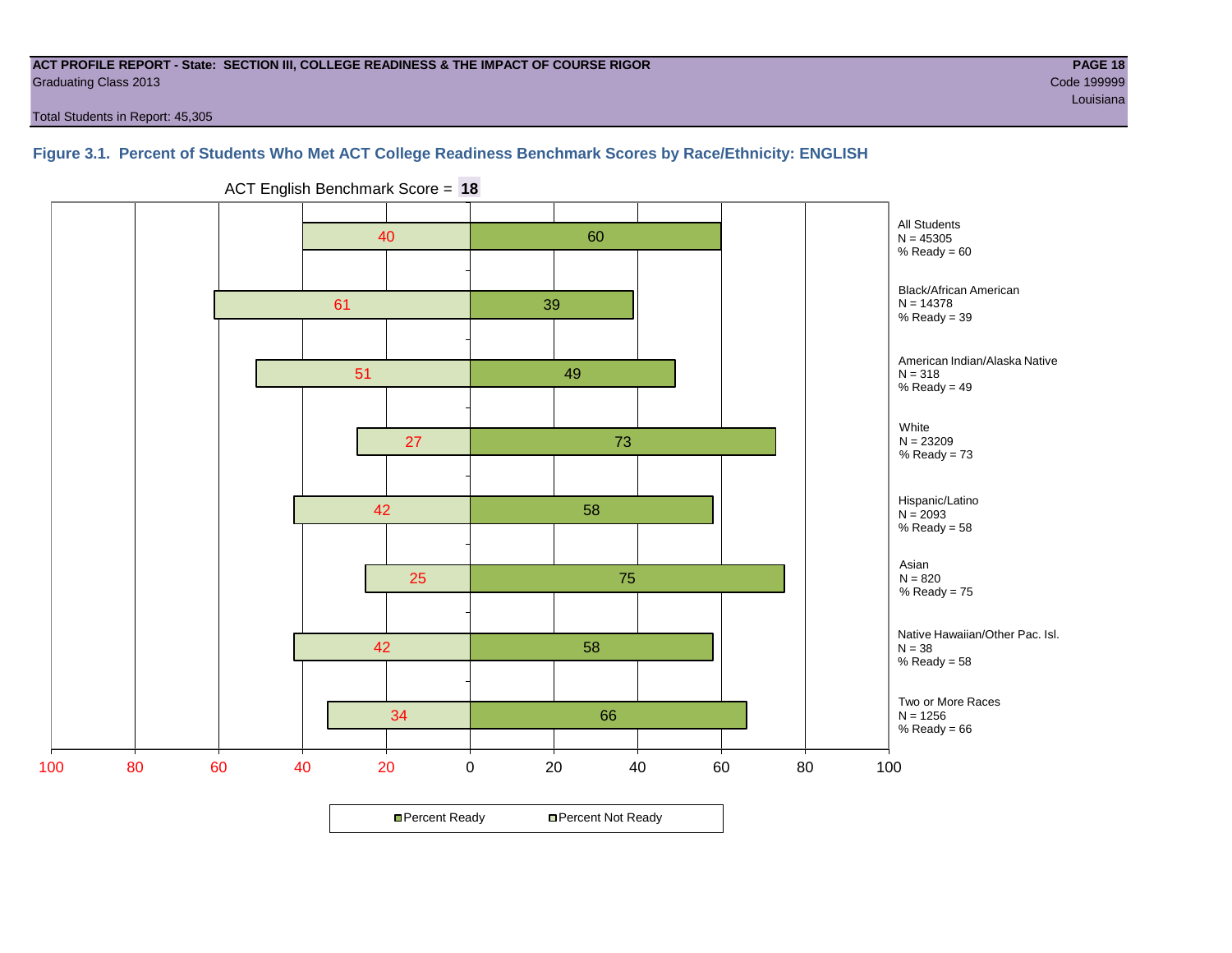**ACT PROFILE REPORT - State: SECTION III, COLLEGE READINESS & THE IMPACT OF COURSE RIGOR**
Graduating Class 2013
Code 199999
Louisiana

Total Students in Report: 45,305

### Figure 3.1. Percent of Students Who Met ACT College Readiness Benchmark Scores by Race/Ethnicity: ENGLISH

ACT English Benchmark Score = **18**

| Group | N | Percent Not Ready | Percent Ready |
|---|---|---|---|
| All Students | 45305 | 40 | 60 |
| Black/African American | 14378 | 61 | 39 |
| American Indian/Alaska Native | 318 | 51 | 49 |
| White | 23209 | 27 | 73 |
| Hispanic/Latino | 2093 | 42 | 58 |
| Asian | 820 | 25 | 75 |
| Native Hawaiian/Other Pac. Isl. | 38 | 42 | 58 |
| Two or More Races | 1256 | 34 | 66 |

Percent Ready | Percent Not Ready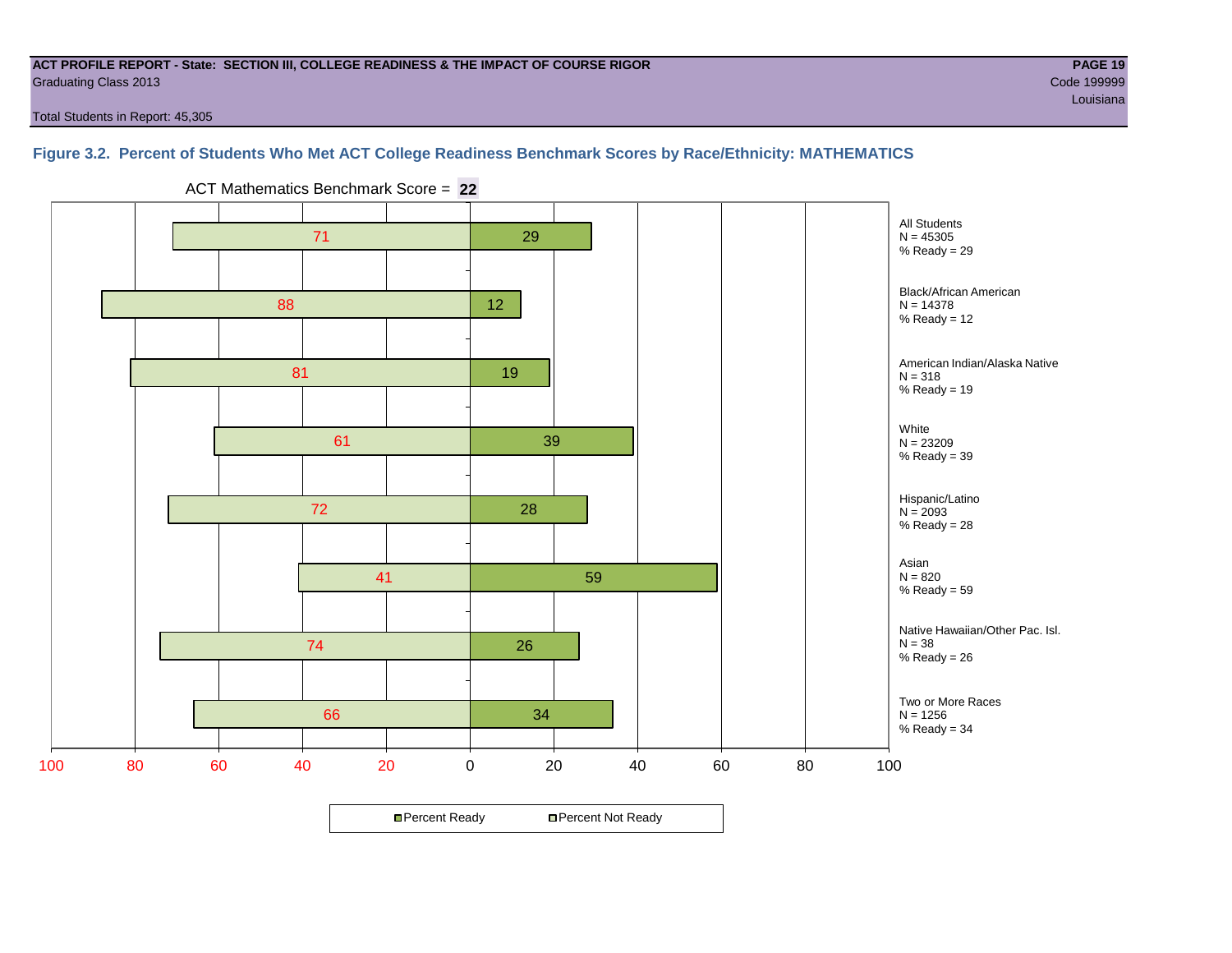ACT PROFILE REPORT - State: SECTION III, COLLEGE READINESS & THE IMPACT OF COURSE RIGOR

Graduating Class 2013

Code 199999

Louisiana

Total Students in Report: 45,305

### Figure 3.2. Percent of Students Who Met ACT College Readiness Benchmark Scores by Race/Ethnicity: MATHEMATICS

ACT Mathematics Benchmark Score = **22**

| Group | N | Percent Not Ready | Percent Ready |
|---|---|---|---|
| All Students | 45305 | 71 | 29 |
| Black/African American | 14378 | 88 | 12 |
| American Indian/Alaska Native | 318 | 81 | 19 |
| White | 23209 | 61 | 39 |
| Hispanic/Latino | 2093 | 72 | 28 |
| Asian | 820 | 41 | 59 |
| Native Hawaiian/Other Pac. Isl. | 38 | 74 | 26 |
| Two or More Races | 1256 | 66 | 34 |

■ Percent Ready □ Percent Not Ready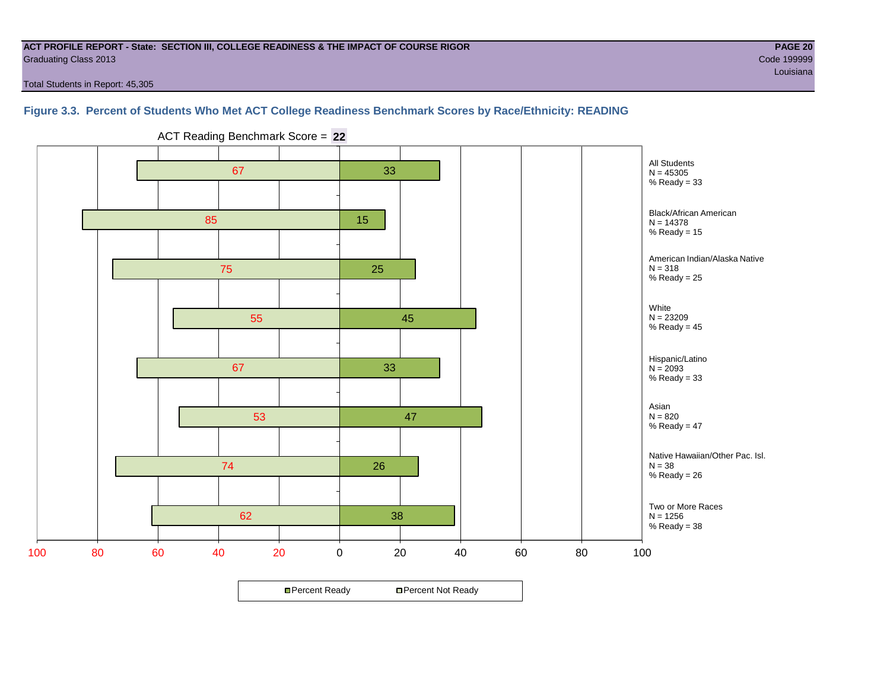**ACT PROFILE REPORT - State: SECTION III, COLLEGE READINESS & THE IMPACT OF COURSE RIGOR**
Graduating Class 2013
Code 199999
Louisiana

Total Students in Report: 45,305

### Figure 3.3. Percent of Students Who Met ACT College Readiness Benchmark Scores by Race/Ethnicity: READING

ACT Reading Benchmark Score = **22**

| Group | N | Percent Not Ready | Percent Ready |
|---|---|---|---|
| All Students | 45305 | 67 | 33 |
| Black/African American | 14378 | 85 | 15 |
| American Indian/Alaska Native | 318 | 75 | 25 |
| White | 23209 | 55 | 45 |
| Hispanic/Latino | 2093 | 67 | 33 |
| Asian | 820 | 53 | 47 |
| Native Hawaiian/Other Pac. Isl. | 38 | 74 | 26 |
| Two or More Races | 1256 | 62 | 38 |

Percent Ready | Percent Not Ready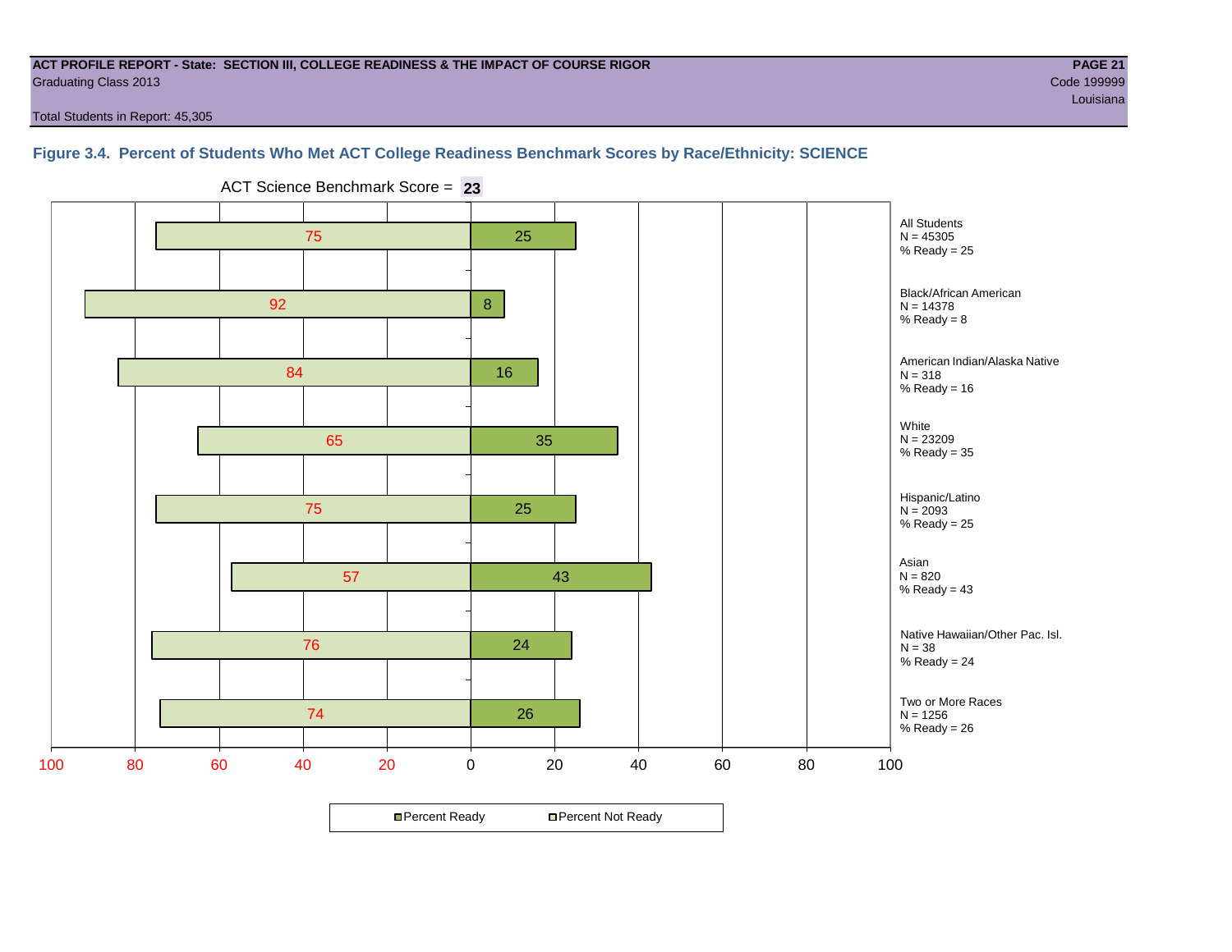**ACT PROFILE REPORT - State: SECTION III, COLLEGE READINESS & THE IMPACT OF COURSE RIGOR**
Graduating Class 2013
Total Students in Report: 45,305

**PAGE 21**
Code 199999
Louisiana

### Figure 3.4. Percent of Students Who Met ACT College Readiness Benchmark Scores by Race/Ethnicity: SCIENCE

ACT Science Benchmark Score = **23**

| Group | N | Percent Not Ready | Percent Ready |
|---|---|---|---|
| All Students | 45305 | 75 | 25 |
| Black/African American | 14378 | 92 | 8 |
| American Indian/Alaska Native | 318 | 84 | 16 |
| White | 23209 | 65 | 35 |
| Hispanic/Latino | 2093 | 75 | 25 |
| Asian | 820 | 57 | 43 |
| Native Hawaiian/Other Pac. Isl. | 38 | 76 | 24 |
| Two or More Races | 1256 | 74 | 26 |

All Students
N = 45305
% Ready = 25

Black/African American
N = 14378
% Ready = 8

American Indian/Alaska Native
N = 318
% Ready = 16

White
N = 23209
% Ready = 35

Hispanic/Latino
N = 2093
% Ready = 25

Asian
N = 820
% Ready = 43

Native Hawaiian/Other Pac. Isl.
N = 38
% Ready = 24

Two or More Races
N = 1256
% Ready = 26

Percent Ready / Percent Not Ready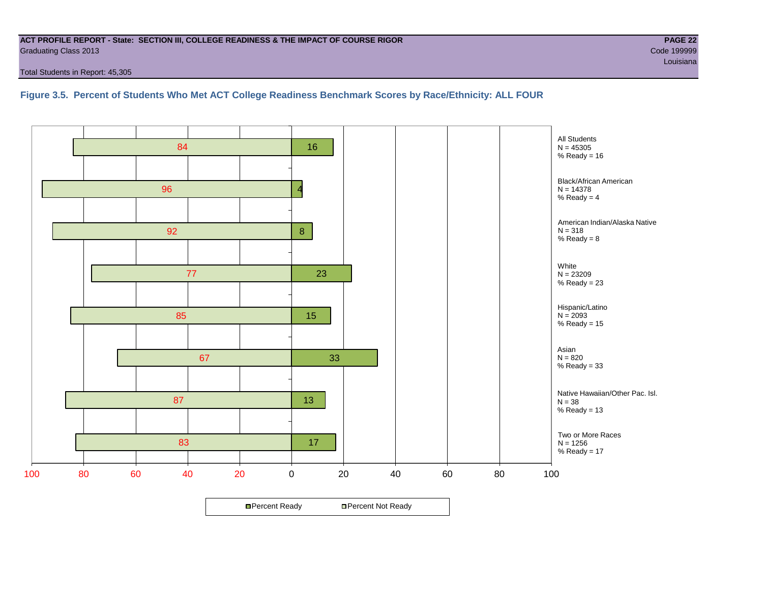**ACT PROFILE REPORT - State: SECTION III, COLLEGE READINESS & THE IMPACT OF COURSE RIGOR**
Graduating Class 2013

Code 199999
Louisiana

Total Students in Report: 45,305

### Figure 3.5. Percent of Students Who Met ACT College Readiness Benchmark Scores by Race/Ethnicity: ALL FOUR

| Group | N | Percent Not Ready | Percent Ready |
|---|---|---|---|
| All Students | 45305 | 84 | 16 |
| Black/African American | 14378 | 96 | 4 |
| American Indian/Alaska Native | 318 | 92 | 8 |
| White | 23209 | 77 | 23 |
| Hispanic/Latino | 2093 | 85 | 15 |
| Asian | 820 | 67 | 33 |
| Native Hawaiian/Other Pac. Isl. | 38 | 87 | 13 |
| Two or More Races | 1256 | 83 | 17 |

All Students
N = 45305
% Ready = 16

Black/African American
N = 14378
% Ready = 4

American Indian/Alaska Native
N = 318
% Ready = 8

White
N = 23209
% Ready = 23

Hispanic/Latino
N = 2093
% Ready = 15

Asian
N = 820
% Ready = 33

Native Hawaiian/Other Pac. Isl.
N = 38
% Ready = 13

Two or More Races
N = 1256
% Ready = 17

Percent Ready    Percent Not Ready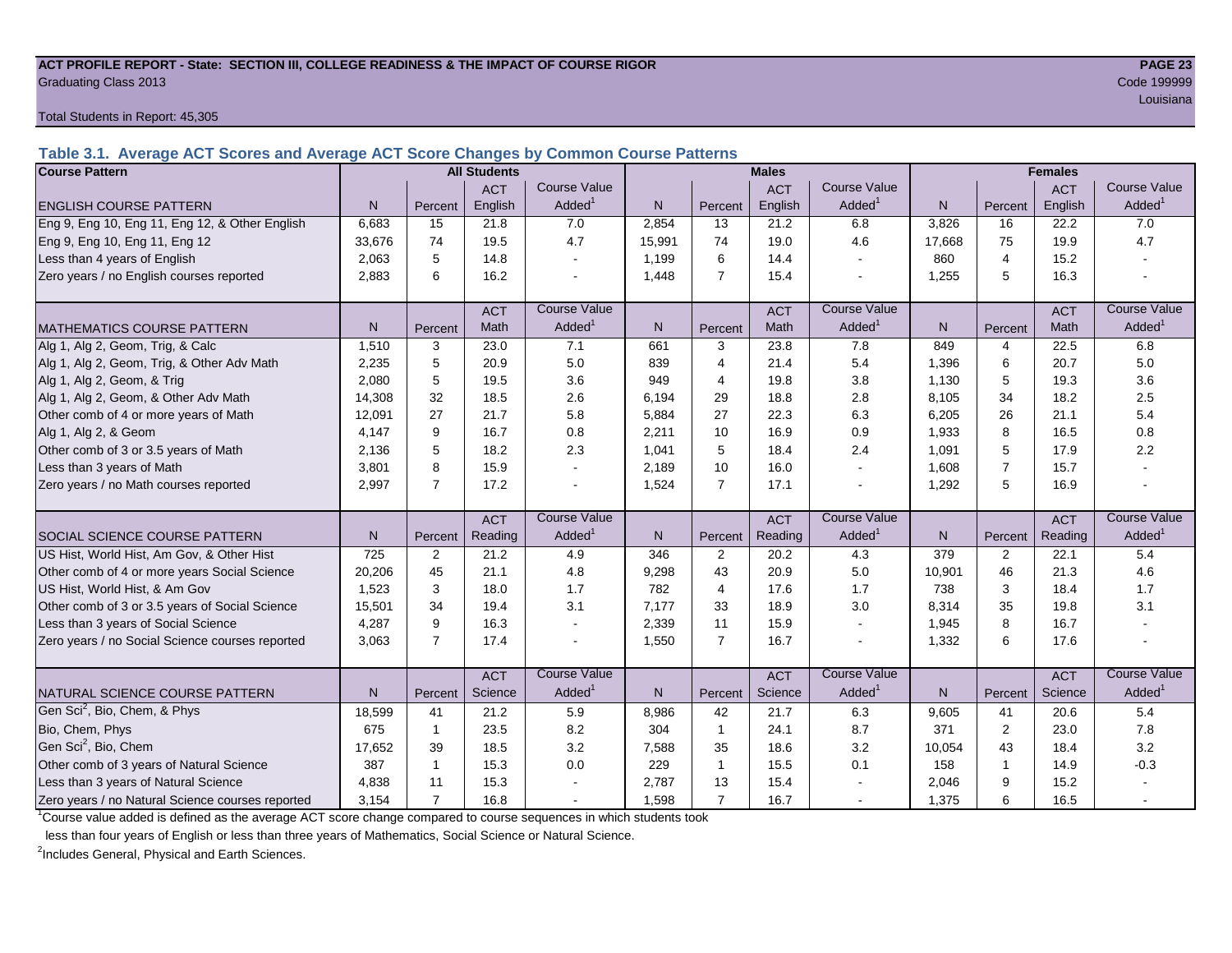**ACT PROFILE REPORT - State: SECTION III, COLLEGE READINESS & THE IMPACT OF COURSE RIGOR**
Graduating Class 2013

Code 199999
Louisiana

Total Students in Report: 45,305

### Table 3.1. Average ACT Scores and Average ACT Score Changes by Common Course Patterns

| Course Pattern | All Students | | | | Males | | | | Females | | | |
|---|---|---|---|---|---|---|---|---|---|---|---|---|
| ENGLISH COURSE PATTERN | N | Percent | ACT English | Course Value Added[1] | N | Percent | ACT English | Course Value Added[1] | N | Percent | ACT English | Course Value Added[1] |
| Eng 9, Eng 10, Eng 11, Eng 12, & Other English | 6,683 | 15 | 21.8 | 7.0 | 2,854 | 13 | 21.2 | 6.8 | 3,826 | 16 | 22.2 | 7.0 |
| Eng 9, Eng 10, Eng 11, Eng 12 | 33,676 | 74 | 19.5 | 4.7 | 15,991 | 74 | 19.0 | 4.6 | 17,668 | 75 | 19.9 | 4.7 |
| Less than 4 years of English | 2,063 | 5 | 14.8 | - | 1,199 | 6 | 14.4 | - | 860 | 4 | 15.2 | - |
| Zero years / no English courses reported | 2,883 | 6 | 16.2 | - | 1,448 | 7 | 15.4 | - | 1,255 | 5 | 16.3 | - |
| MATHEMATICS COURSE PATTERN | N | Percent | ACT Math | Course Value Added[1] | N | Percent | ACT Math | Course Value Added[1] | N | Percent | ACT Math | Course Value Added[1] |
| Alg 1, Alg 2, Geom, Trig, & Calc | 1,510 | 3 | 23.0 | 7.1 | 661 | 3 | 23.8 | 7.8 | 849 | 4 | 22.5 | 6.8 |
| Alg 1, Alg 2, Geom, Trig, & Other Adv Math | 2,235 | 5 | 20.9 | 5.0 | 839 | 4 | 21.4 | 5.4 | 1,396 | 6 | 20.7 | 5.0 |
| Alg 1, Alg 2, Geom, & Trig | 2,080 | 5 | 19.5 | 3.6 | 949 | 4 | 19.8 | 3.8 | 1,130 | 5 | 19.3 | 3.6 |
| Alg 1, Alg 2, Geom, & Other Adv Math | 14,308 | 32 | 18.5 | 2.6 | 6,194 | 29 | 18.8 | 2.8 | 8,105 | 34 | 18.2 | 2.5 |
| Other comb of 4 or more years of Math | 12,091 | 27 | 21.7 | 5.8 | 5,884 | 27 | 22.3 | 6.3 | 6,205 | 26 | 21.1 | 5.4 |
| Alg 1, Alg 2, & Geom | 4,147 | 9 | 16.7 | 0.8 | 2,211 | 10 | 16.9 | 0.9 | 1,933 | 8 | 16.5 | 0.8 |
| Other comb of 3 or 3.5 years of Math | 2,136 | 5 | 18.2 | 2.3 | 1,041 | 5 | 18.4 | 2.4 | 1,091 | 5 | 17.9 | 2.2 |
| Less than 3 years of Math | 3,801 | 8 | 15.9 | - | 2,189 | 10 | 16.0 | - | 1,608 | 7 | 15.7 | - |
| Zero years / no Math courses reported | 2,997 | 7 | 17.2 | - | 1,524 | 7 | 17.1 | - | 1,292 | 5 | 16.9 | - |
| SOCIAL SCIENCE COURSE PATTERN | N | Percent | ACT Reading | Course Value Added[1] | N | Percent | ACT Reading | Course Value Added[1] | N | Percent | ACT Reading | Course Value Added[1] |
| US Hist, World Hist, Am Gov, & Other Hist | 725 | 2 | 21.2 | 4.9 | 346 | 2 | 20.2 | 4.3 | 379 | 2 | 22.1 | 5.4 |
| Other comb of 4 or more years Social Science | 20,206 | 45 | 21.1 | 4.8 | 9,298 | 43 | 20.9 | 5.0 | 10,901 | 46 | 21.3 | 4.6 |
| US Hist, World Hist, & Am Gov | 1,523 | 3 | 18.0 | 1.7 | 782 | 4 | 17.6 | 1.7 | 738 | 3 | 18.4 | 1.7 |
| Other comb of 3 or 3.5 years of Social Science | 15,501 | 34 | 19.4 | 3.1 | 7,177 | 33 | 18.9 | 3.0 | 8,314 | 35 | 19.8 | 3.1 |
| Less than 3 years of Social Science | 4,287 | 9 | 16.3 | - | 2,339 | 11 | 15.9 | - | 1,945 | 8 | 16.7 | - |
| Zero years / no Social Science courses reported | 3,063 | 7 | 17.4 | - | 1,550 | 7 | 16.7 | - | 1,332 | 6 | 17.6 | - |
| NATURAL SCIENCE COURSE PATTERN | N | Percent | ACT Science | Course Value Added[1] | N | Percent | ACT Science | Course Value Added[1] | N | Percent | ACT Science | Course Value Added[1] |
| Gen Sci[2], Bio, Chem, & Phys | 18,599 | 41 | 21.2 | 5.9 | 8,986 | 42 | 21.7 | 6.3 | 9,605 | 41 | 20.6 | 5.4 |
| Bio, Chem, Phys | 675 | 1 | 23.5 | 8.2 | 304 | 1 | 24.1 | 8.7 | 371 | 2 | 23.0 | 7.8 |
| Gen Sci[2], Bio, Chem | 17,652 | 39 | 18.5 | 3.2 | 7,588 | 35 | 18.6 | 3.2 | 10,054 | 43 | 18.4 | 3.2 |
| Other comb of 3 years of Natural Science | 387 | 1 | 15.3 | 0.0 | 229 | 1 | 15.5 | 0.1 | 158 | 1 | 14.9 | -0.3 |
| Less than 3 years of Natural Science | 4,838 | 11 | 15.3 | - | 2,787 | 13 | 15.4 | - | 2,046 | 9 | 15.2 | - |
| Zero years / no Natural Science courses reported | 3,154 | 7 | 16.8 | - | 1,598 | 7 | 16.7 | - | 1,375 | 6 | 16.5 | - |

[1]Course value added is defined as the average ACT score change compared to course sequences in which students took less than four years of English or less than three years of Mathematics, Social Science or Natural Science.

[2]Includes General, Physical and Earth Sciences.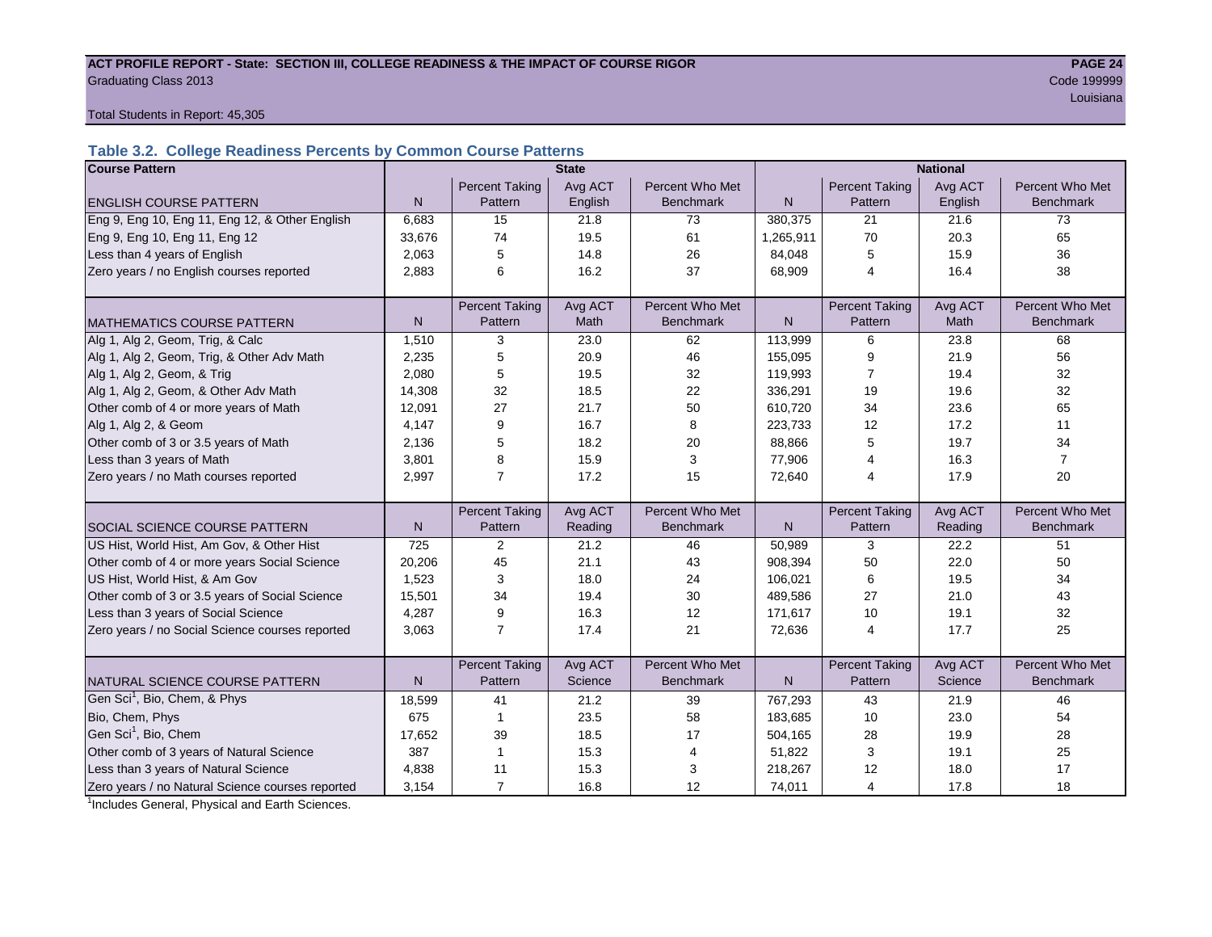**ACT PROFILE REPORT - State: SECTION III, COLLEGE READINESS & THE IMPACT OF COURSE RIGOR**
Graduating Class 2013
Code 199999
Louisiana

Total Students in Report: 45,305

### Table 3.2. College Readiness Percents by Common Course Patterns

| Course Pattern | State | | | | National | | | |
|---|---|---|---|---|---|---|---|---|
| ENGLISH COURSE PATTERN | N | Percent Taking Pattern | Avg ACT English | Percent Who Met Benchmark | N | Percent Taking Pattern | Avg ACT English | Percent Who Met Benchmark |
| Eng 9, Eng 10, Eng 11, Eng 12, & Other English | 6,683 | 15 | 21.8 | 73 | 380,375 | 21 | 21.6 | 73 |
| Eng 9, Eng 10, Eng 11, Eng 12 | 33,676 | 74 | 19.5 | 61 | 1,265,911 | 70 | 20.3 | 65 |
| Less than 4 years of English | 2,063 | 5 | 14.8 | 26 | 84,048 | 5 | 15.9 | 36 |
| Zero years / no English courses reported | 2,883 | 6 | 16.2 | 37 | 68,909 | 4 | 16.4 | 38 |
| MATHEMATICS COURSE PATTERN | N | Percent Taking Pattern | Avg ACT Math | Percent Who Met Benchmark | N | Percent Taking Pattern | Avg ACT Math | Percent Who Met Benchmark |
| Alg 1, Alg 2, Geom, Trig, & Calc | 1,510 | 3 | 23.0 | 62 | 113,999 | 6 | 23.8 | 68 |
| Alg 1, Alg 2, Geom, Trig, & Other Adv Math | 2,235 | 5 | 20.9 | 46 | 155,095 | 9 | 21.9 | 56 |
| Alg 1, Alg 2, Geom, & Trig | 2,080 | 5 | 19.5 | 32 | 119,993 | 7 | 19.4 | 32 |
| Alg 1, Alg 2, Geom, & Other Adv Math | 14,308 | 32 | 18.5 | 22 | 336,291 | 19 | 19.6 | 32 |
| Other comb of 4 or more years of Math | 12,091 | 27 | 21.7 | 50 | 610,720 | 34 | 23.6 | 65 |
| Alg 1, Alg 2, & Geom | 4,147 | 9 | 16.7 | 8 | 223,733 | 12 | 17.2 | 11 |
| Other comb of 3 or 3.5 years of Math | 2,136 | 5 | 18.2 | 20 | 88,866 | 5 | 19.7 | 34 |
| Less than 3 years of Math | 3,801 | 8 | 15.9 | 3 | 77,906 | 4 | 16.3 | 7 |
| Zero years / no Math courses reported | 2,997 | 7 | 17.2 | 15 | 72,640 | 4 | 17.9 | 20 |
| SOCIAL SCIENCE COURSE PATTERN | N | Percent Taking Pattern | Avg ACT Reading | Percent Who Met Benchmark | N | Percent Taking Pattern | Avg ACT Reading | Percent Who Met Benchmark |
| US Hist, World Hist, Am Gov, & Other Hist | 725 | 2 | 21.2 | 46 | 50,989 | 3 | 22.2 | 51 |
| Other comb of 4 or more years Social Science | 20,206 | 45 | 21.1 | 43 | 908,394 | 50 | 22.0 | 50 |
| US Hist, World Hist, & Am Gov | 1,523 | 3 | 18.0 | 24 | 106,021 | 6 | 19.5 | 34 |
| Other comb of 3 or 3.5 years of Social Science | 15,501 | 34 | 19.4 | 30 | 489,586 | 27 | 21.0 | 43 |
| Less than 3 years of Social Science | 4,287 | 9 | 16.3 | 12 | 171,617 | 10 | 19.1 | 32 |
| Zero years / no Social Science courses reported | 3,063 | 7 | 17.4 | 21 | 72,636 | 4 | 17.7 | 25 |
| NATURAL SCIENCE COURSE PATTERN | N | Percent Taking Pattern | Avg ACT Science | Percent Who Met Benchmark | N | Percent Taking Pattern | Avg ACT Science | Percent Who Met Benchmark |
| Gen Sci[1], Bio, Chem, & Phys | 18,599 | 41 | 21.2 | 39 | 767,293 | 43 | 21.9 | 46 |
| Bio, Chem, Phys | 675 | 1 | 23.5 | 58 | 183,685 | 10 | 23.0 | 54 |
| Gen Sci[1], Bio, Chem | 17,652 | 39 | 18.5 | 17 | 504,165 | 28 | 19.9 | 28 |
| Other comb of 3 years of Natural Science | 387 | 1 | 15.3 | 4 | 51,822 | 3 | 19.1 | 25 |
| Less than 3 years of Natural Science | 4,838 | 11 | 15.3 | 3 | 218,267 | 12 | 18.0 | 17 |
| Zero years / no Natural Science courses reported | 3,154 | 7 | 16.8 | 12 | 74,011 | 4 | 17.8 | 18 |

[1]Includes General, Physical and Earth Sciences.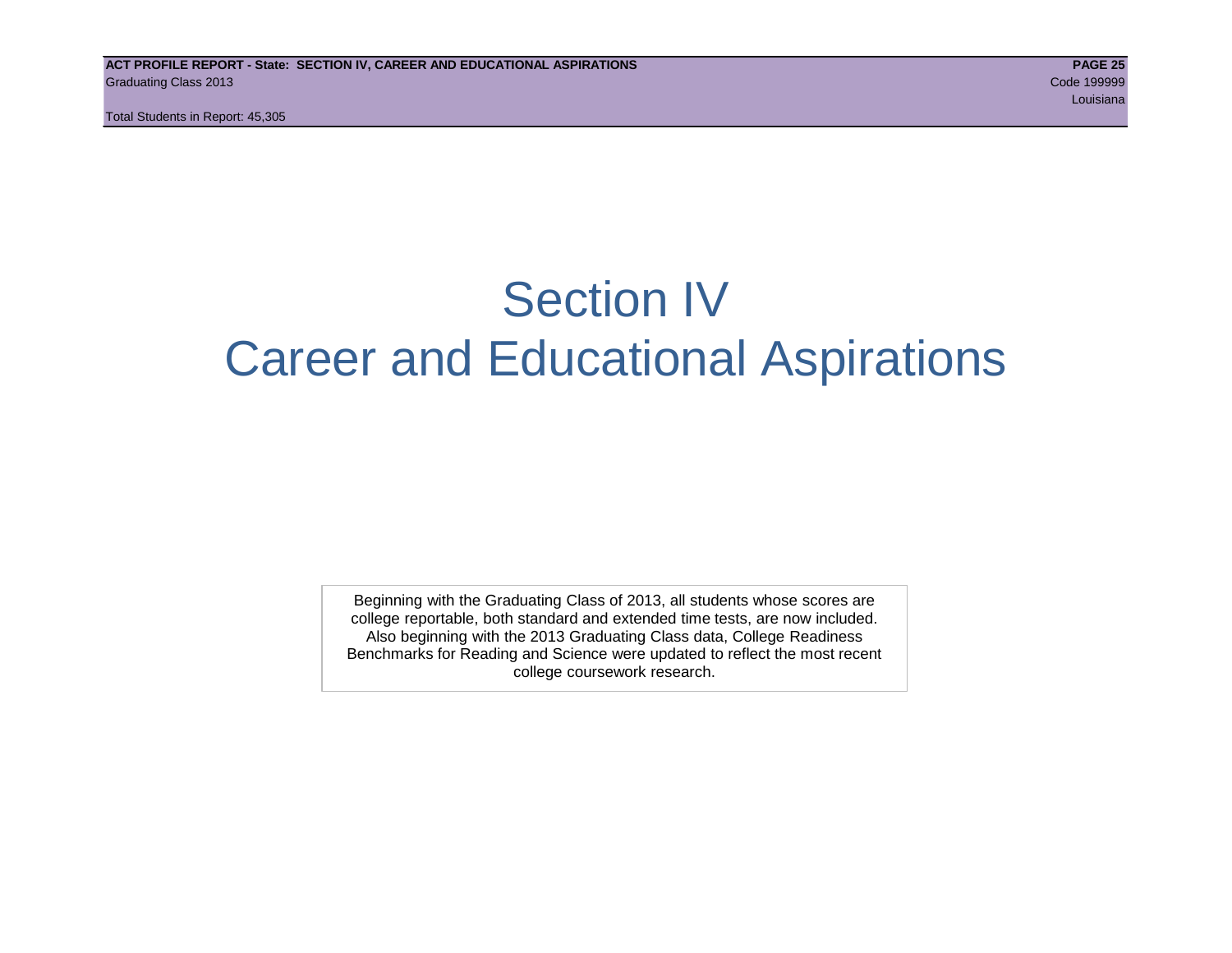# Section IV
# Career and Educational Aspirations

Beginning with the Graduating Class of 2013, all students whose scores are college reportable, both standard and extended time tests, are now included. Also beginning with the 2013 Graduating Class data, College Readiness Benchmarks for Reading and Science were updated to reflect the most recent college coursework research.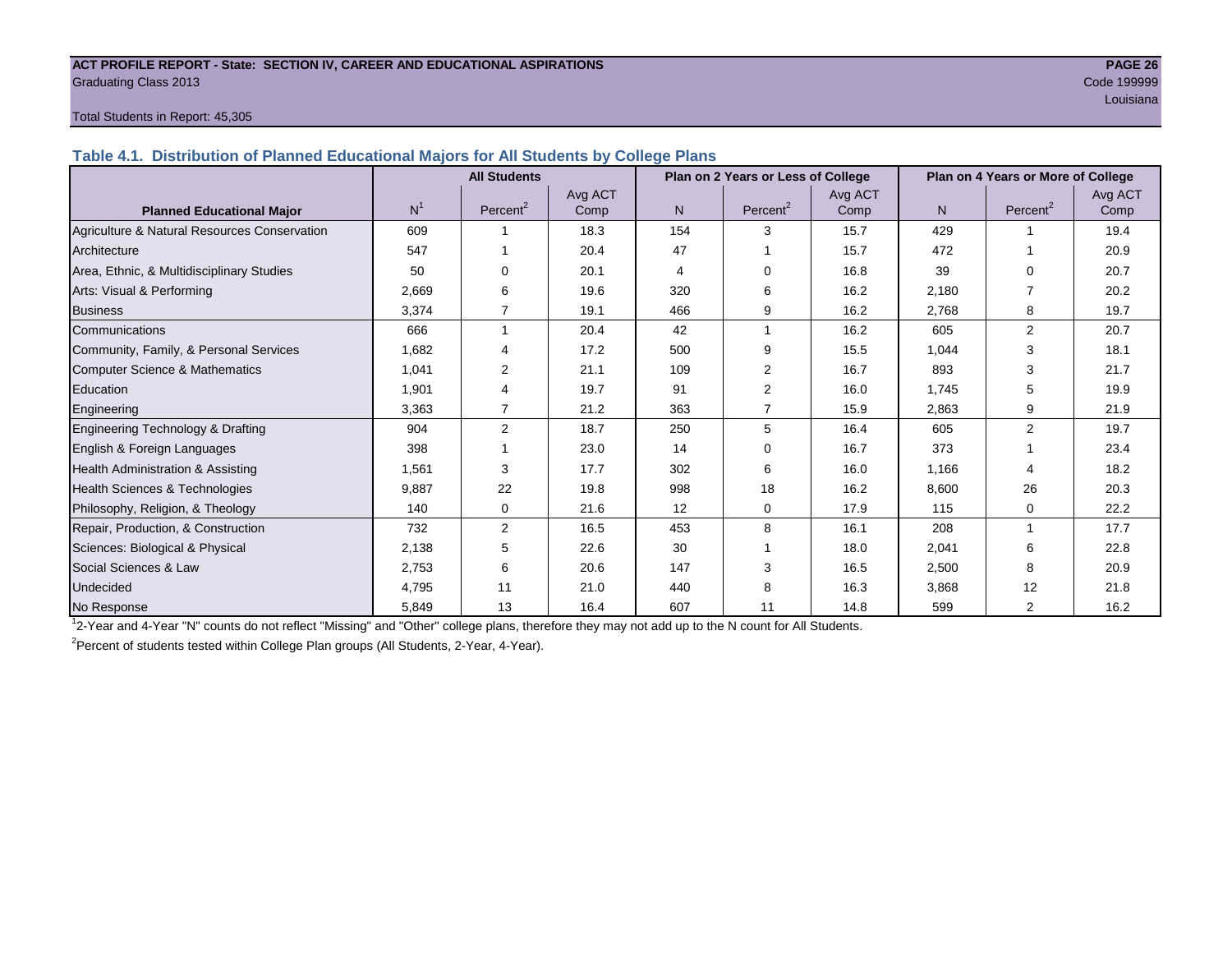**ACT PROFILE REPORT - State: SECTION IV, CAREER AND EDUCATIONAL ASPIRATIONS**
Graduating Class 2013
Code 199999
Louisiana

Total Students in Report: 45,305

## Table 4.1. Distribution of Planned Educational Majors for All Students by College Plans

| Planned Educational Major | All Students | | | Plan on 2 Years or Less of College | | | Plan on 4 Years or More of College | | |
|---|---|---|---|---|---|---|---|---|---|
| | N[1] | Percent[2] | Avg ACT Comp | N | Percent[2] | Avg ACT Comp | N | Percent[2] | Avg ACT Comp |
| Agriculture & Natural Resources Conservation | 609 | 1 | 18.3 | 154 | 3 | 15.7 | 429 | 1 | 19.4 |
| Architecture | 547 | 1 | 20.4 | 47 | 1 | 15.7 | 472 | 1 | 20.9 |
| Area, Ethnic, & Multidisciplinary Studies | 50 | 0 | 20.1 | 4 | 0 | 16.8 | 39 | 0 | 20.7 |
| Arts: Visual & Performing | 2,669 | 6 | 19.6 | 320 | 6 | 16.2 | 2,180 | 7 | 20.2 |
| Business | 3,374 | 7 | 19.1 | 466 | 9 | 16.2 | 2,768 | 8 | 19.7 |
| Communications | 666 | 1 | 20.4 | 42 | 1 | 16.2 | 605 | 2 | 20.7 |
| Community, Family, & Personal Services | 1,682 | 4 | 17.2 | 500 | 9 | 15.5 | 1,044 | 3 | 18.1 |
| Computer Science & Mathematics | 1,041 | 2 | 21.1 | 109 | 2 | 16.7 | 893 | 3 | 21.7 |
| Education | 1,901 | 4 | 19.7 | 91 | 2 | 16.0 | 1,745 | 5 | 19.9 |
| Engineering | 3,363 | 7 | 21.2 | 363 | 7 | 15.9 | 2,863 | 9 | 21.9 |
| Engineering Technology & Drafting | 904 | 2 | 18.7 | 250 | 5 | 16.4 | 605 | 2 | 19.7 |
| English & Foreign Languages | 398 | 1 | 23.0 | 14 | 0 | 16.7 | 373 | 1 | 23.4 |
| Health Administration & Assisting | 1,561 | 3 | 17.7 | 302 | 6 | 16.0 | 1,166 | 4 | 18.2 |
| Health Sciences & Technologies | 9,887 | 22 | 19.8 | 998 | 18 | 16.2 | 8,600 | 26 | 20.3 |
| Philosophy, Religion, & Theology | 140 | 0 | 21.6 | 12 | 0 | 17.9 | 115 | 0 | 22.2 |
| Repair, Production, & Construction | 732 | 2 | 16.5 | 453 | 8 | 16.1 | 208 | 1 | 17.7 |
| Sciences: Biological & Physical | 2,138 | 5 | 22.6 | 30 | 1 | 18.0 | 2,041 | 6 | 22.8 |
| Social Sciences & Law | 2,753 | 6 | 20.6 | 147 | 3 | 16.5 | 2,500 | 8 | 20.9 |
| Undecided | 4,795 | 11 | 21.0 | 440 | 8 | 16.3 | 3,868 | 12 | 21.8 |
| No Response | 5,849 | 13 | 16.4 | 607 | 11 | 14.8 | 599 | 2 | 16.2 |

[1] 2-Year and 4-Year "N" counts do not reflect "Missing" and "Other" college plans, therefore they may not add up to the N count for All Students.

[2] Percent of students tested within College Plan groups (All Students, 2-Year, 4-Year).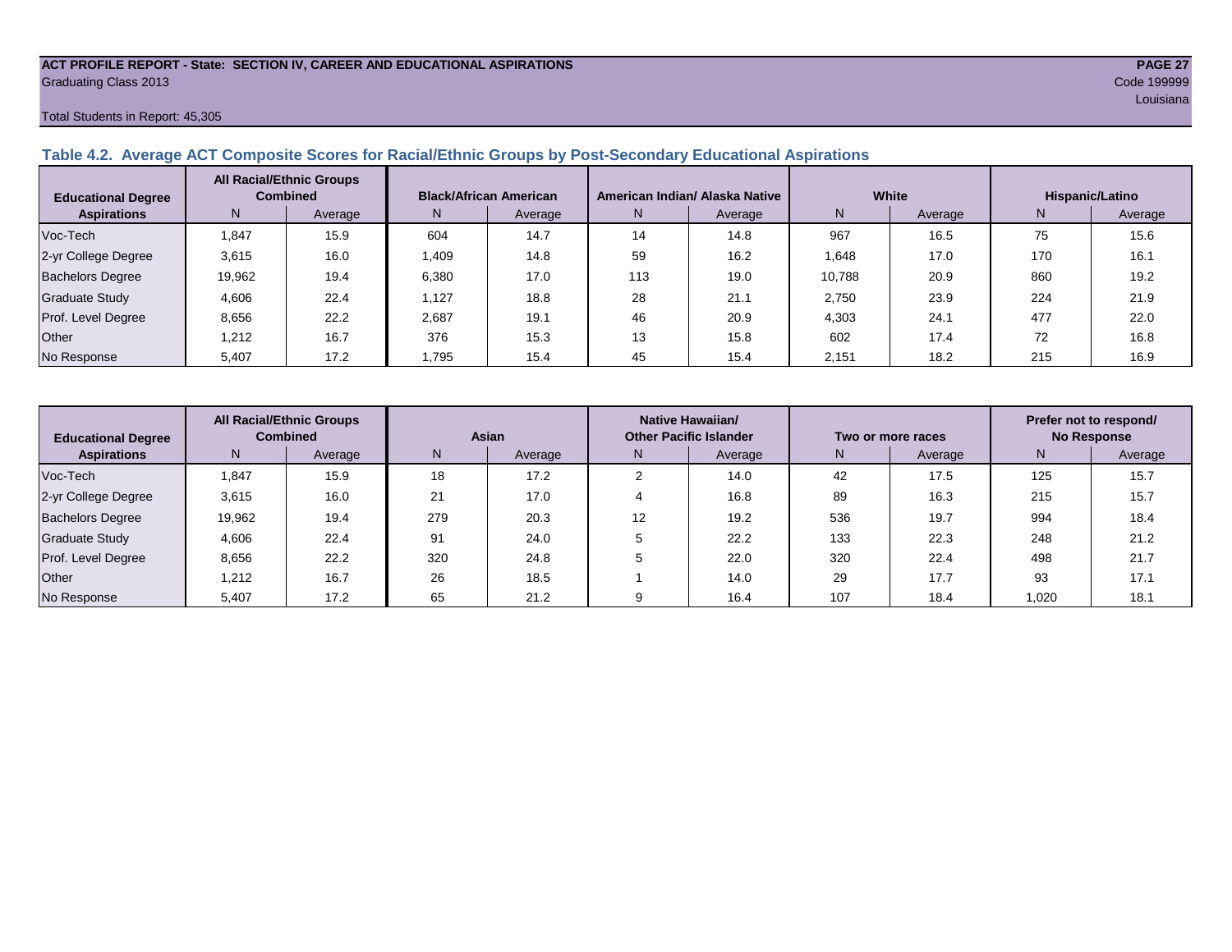**ACT PROFILE REPORT - State: SECTION IV, CAREER AND EDUCATIONAL ASPIRATIONS**
Graduating Class 2013
Code 199999
Louisiana

Total Students in Report: 45,305

## Table 4.2. Average ACT Composite Scores for Racial/Ethnic Groups by Post-Secondary Educational Aspirations

| Educational Degree Aspirations | All Racial/Ethnic Groups Combined | | Black/African American | | American Indian/ Alaska Native | | White | | Hispanic/Latino | |
|---|---|---|---|---|---|---|---|---|---|---|
| | N | Average | N | Average | N | Average | N | Average | N | Average |
| Voc-Tech | 1,847 | 15.9 | 604 | 14.7 | 14 | 14.8 | 967 | 16.5 | 75 | 15.6 |
| 2-yr College Degree | 3,615 | 16.0 | 1,409 | 14.8 | 59 | 16.2 | 1,648 | 17.0 | 170 | 16.1 |
| Bachelors Degree | 19,962 | 19.4 | 6,380 | 17.0 | 113 | 19.0 | 10,788 | 20.9 | 860 | 19.2 |
| Graduate Study | 4,606 | 22.4 | 1,127 | 18.8 | 28 | 21.1 | 2,750 | 23.9 | 224 | 21.9 |
| Prof. Level Degree | 8,656 | 22.2 | 2,687 | 19.1 | 46 | 20.9 | 4,303 | 24.1 | 477 | 22.0 |
| Other | 1,212 | 16.7 | 376 | 15.3 | 13 | 15.8 | 602 | 17.4 | 72 | 16.8 |
| No Response | 5,407 | 17.2 | 1,795 | 15.4 | 45 | 15.4 | 2,151 | 18.2 | 215 | 16.9 |

| Educational Degree Aspirations | All Racial/Ethnic Groups Combined | | Asian | | Native Hawaiian/ Other Pacific Islander | | Two or more races | | Prefer not to respond/ No Response | |
|---|---|---|---|---|---|---|---|---|---|---|
| | N | Average | N | Average | N | Average | N | Average | N | Average |
| Voc-Tech | 1,847 | 15.9 | 18 | 17.2 | 2 | 14.0 | 42 | 17.5 | 125 | 15.7 |
| 2-yr College Degree | 3,615 | 16.0 | 21 | 17.0 | 4 | 16.8 | 89 | 16.3 | 215 | 15.7 |
| Bachelors Degree | 19,962 | 19.4 | 279 | 20.3 | 12 | 19.2 | 536 | 19.7 | 994 | 18.4 |
| Graduate Study | 4,606 | 22.4 | 91 | 24.0 | 5 | 22.2 | 133 | 22.3 | 248 | 21.2 |
| Prof. Level Degree | 8,656 | 22.2 | 320 | 24.8 | 5 | 22.0 | 320 | 22.4 | 498 | 21.7 |
| Other | 1,212 | 16.7 | 26 | 18.5 | 1 | 14.0 | 29 | 17.7 | 93 | 17.1 |
| No Response | 5,407 | 17.2 | 65 | 21.2 | 9 | 16.4 | 107 | 18.4 | 1,020 | 18.1 |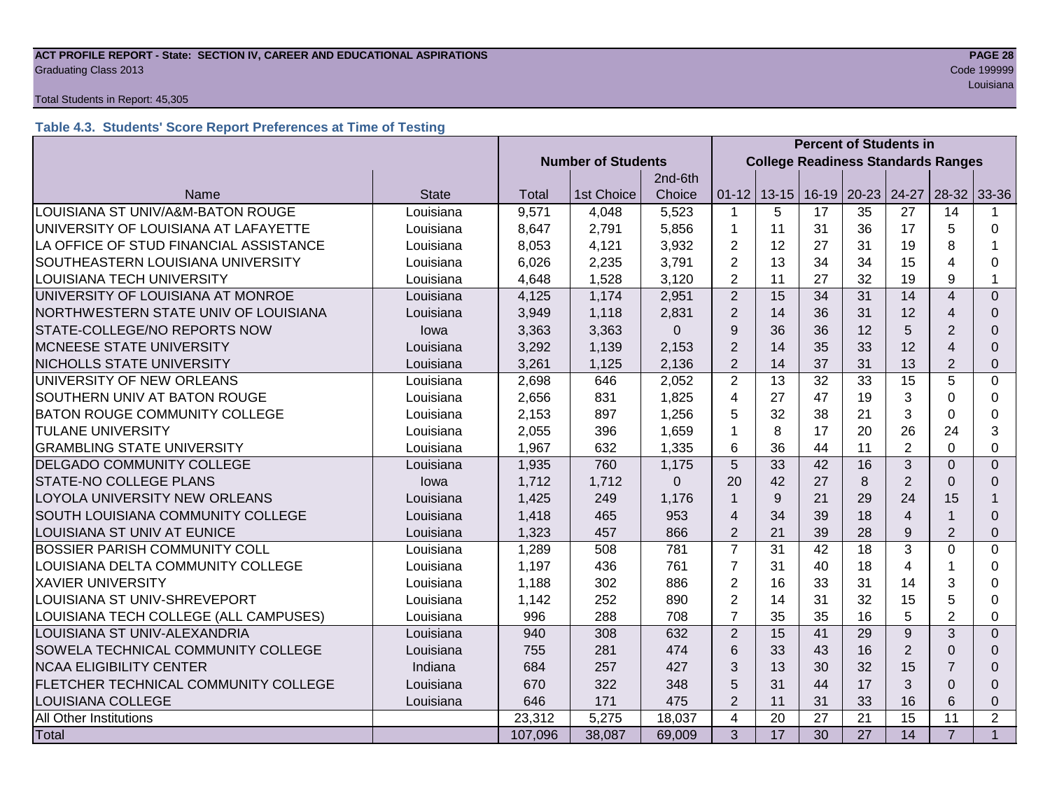**ACT PROFILE REPORT - State: SECTION IV, CAREER AND EDUCATIONAL ASPIRATIONS**
Graduating Class 2013
Code 199999
Louisiana

Total Students in Report: 45,305

### Table 4.3. Students' Score Report Preferences at Time of Testing

| | | Number of Students | | | Percent of Students in College Readiness Standards Ranges | | | | | | |
|---|---|---|---|---|---|---|---|---|---|---|---|
| Name | State | Total | 1st Choice | 2nd-6th Choice | 01-12 | 13-15 | 16-19 | 20-23 | 24-27 | 28-32 | 33-36 |
| LOUISIANA ST UNIV/A&M-BATON ROUGE | Louisiana | 9,571 | 4,048 | 5,523 | 1 | 5 | 17 | 35 | 27 | 14 | 1 |
| UNIVERSITY OF LOUISIANA AT LAFAYETTE | Louisiana | 8,647 | 2,791 | 5,856 | 1 | 11 | 31 | 36 | 17 | 5 | 0 |
| LA OFFICE OF STUD FINANCIAL ASSISTANCE | Louisiana | 8,053 | 4,121 | 3,932 | 2 | 12 | 27 | 31 | 19 | 8 | 1 |
| SOUTHEASTERN LOUISIANA UNIVERSITY | Louisiana | 6,026 | 2,235 | 3,791 | 2 | 13 | 34 | 34 | 15 | 4 | 0 |
| LOUISIANA TECH UNIVERSITY | Louisiana | 4,648 | 1,528 | 3,120 | 2 | 11 | 27 | 32 | 19 | 9 | 1 |
| UNIVERSITY OF LOUISIANA AT MONROE | Louisiana | 4,125 | 1,174 | 2,951 | 2 | 15 | 34 | 31 | 14 | 4 | 0 |
| NORTHWESTERN STATE UNIV OF LOUISIANA | Louisiana | 3,949 | 1,118 | 2,831 | 2 | 14 | 36 | 31 | 12 | 4 | 0 |
| STATE-COLLEGE/NO REPORTS NOW | Iowa | 3,363 | 3,363 | 0 | 9 | 36 | 36 | 12 | 5 | 2 | 0 |
| MCNEESE STATE UNIVERSITY | Louisiana | 3,292 | 1,139 | 2,153 | 2 | 14 | 35 | 33 | 12 | 4 | 0 |
| NICHOLLS STATE UNIVERSITY | Louisiana | 3,261 | 1,125 | 2,136 | 2 | 14 | 37 | 31 | 13 | 2 | 0 |
| UNIVERSITY OF NEW ORLEANS | Louisiana | 2,698 | 646 | 2,052 | 2 | 13 | 32 | 33 | 15 | 5 | 0 |
| SOUTHERN UNIV AT BATON ROUGE | Louisiana | 2,656 | 831 | 1,825 | 4 | 27 | 47 | 19 | 3 | 0 | 0 |
| BATON ROUGE COMMUNITY COLLEGE | Louisiana | 2,153 | 897 | 1,256 | 5 | 32 | 38 | 21 | 3 | 0 | 0 |
| TULANE UNIVERSITY | Louisiana | 2,055 | 396 | 1,659 | 1 | 8 | 17 | 20 | 26 | 24 | 3 |
| GRAMBLING STATE UNIVERSITY | Louisiana | 1,967 | 632 | 1,335 | 6 | 36 | 44 | 11 | 2 | 0 | 0 |
| DELGADO COMMUNITY COLLEGE | Louisiana | 1,935 | 760 | 1,175 | 5 | 33 | 42 | 16 | 3 | 0 | 0 |
| STATE-NO COLLEGE PLANS | Iowa | 1,712 | 1,712 | 0 | 20 | 42 | 27 | 8 | 2 | 0 | 0 |
| LOYOLA UNIVERSITY NEW ORLEANS | Louisiana | 1,425 | 249 | 1,176 | 1 | 9 | 21 | 29 | 24 | 15 | 1 |
| SOUTH LOUISIANA COMMUNITY COLLEGE | Louisiana | 1,418 | 465 | 953 | 4 | 34 | 39 | 18 | 4 | 1 | 0 |
| LOUISIANA ST UNIV AT EUNICE | Louisiana | 1,323 | 457 | 866 | 2 | 21 | 39 | 28 | 9 | 2 | 0 |
| BOSSIER PARISH COMMUNITY COLL | Louisiana | 1,289 | 508 | 781 | 7 | 31 | 42 | 18 | 3 | 0 | 0 |
| LOUISIANA DELTA COMMUNITY COLLEGE | Louisiana | 1,197 | 436 | 761 | 7 | 31 | 40 | 18 | 4 | 1 | 0 |
| XAVIER UNIVERSITY | Louisiana | 1,188 | 302 | 886 | 2 | 16 | 33 | 31 | 14 | 3 | 0 |
| LOUISIANA ST UNIV-SHREVEPORT | Louisiana | 1,142 | 252 | 890 | 2 | 14 | 31 | 32 | 15 | 5 | 0 |
| LOUISIANA TECH COLLEGE (ALL CAMPUSES) | Louisiana | 996 | 288 | 708 | 7 | 35 | 35 | 16 | 5 | 2 | 0 |
| LOUISIANA ST UNIV-ALEXANDRIA | Louisiana | 940 | 308 | 632 | 2 | 15 | 41 | 29 | 9 | 3 | 0 |
| SOWELA TECHNICAL COMMUNITY COLLEGE | Louisiana | 755 | 281 | 474 | 6 | 33 | 43 | 16 | 2 | 0 | 0 |
| NCAA ELIGIBILITY CENTER | Indiana | 684 | 257 | 427 | 3 | 13 | 30 | 32 | 15 | 7 | 0 |
| FLETCHER TECHNICAL COMMUNITY COLLEGE | Louisiana | 670 | 322 | 348 | 5 | 31 | 44 | 17 | 3 | 0 | 0 |
| LOUISIANA COLLEGE | Louisiana | 646 | 171 | 475 | 2 | 11 | 31 | 33 | 16 | 6 | 0 |
| All Other Institutions | | 23,312 | 5,275 | 18,037 | 4 | 20 | 27 | 21 | 15 | 11 | 2 |
| Total | | 107,096 | 38,087 | 69,009 | 3 | 17 | 30 | 27 | 14 | 7 | 1 |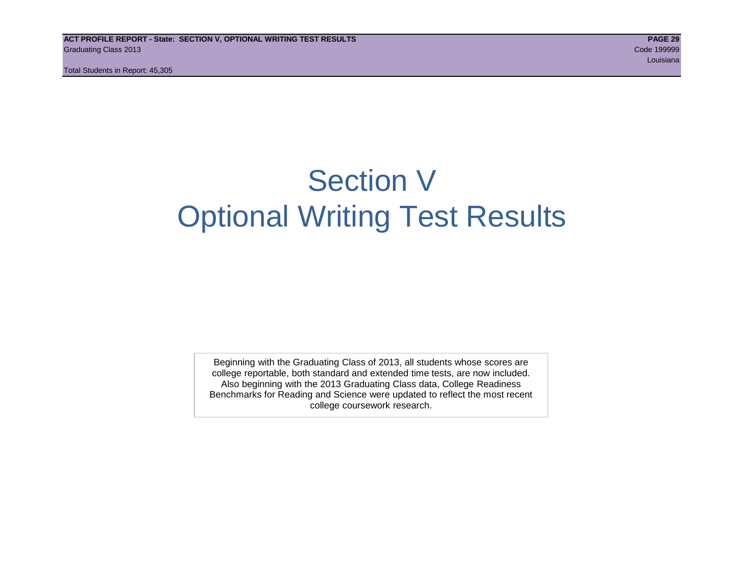# Section V
# Optional Writing Test Results

Beginning with the Graduating Class of 2013, all students whose scores are college reportable, both standard and extended time tests, are now included. Also beginning with the 2013 Graduating Class data, College Readiness Benchmarks for Reading and Science were updated to reflect the most recent college coursework research.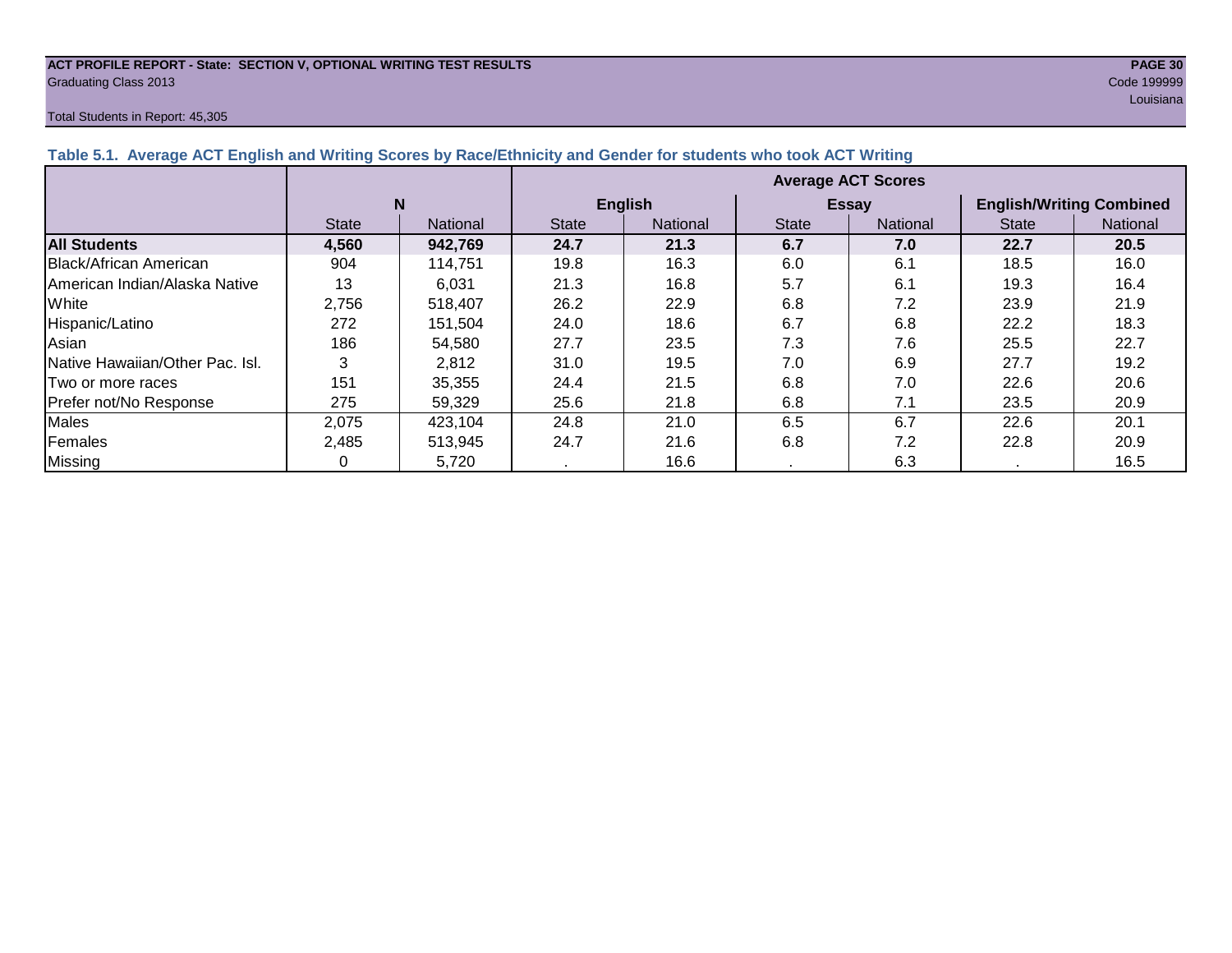**ACT PROFILE REPORT - State: SECTION V, OPTIONAL WRITING TEST RESULTS**
Graduating Class 2013

Code 199999
Louisiana

Total Students in Report: 45,305

### Table 5.1. Average ACT English and Writing Scores by Race/Ethnicity and Gender for students who took ACT Writing

| | N | | Average ACT Scores | | | | | |
|---|---|---|---|---|---|---|---|---|
| | | | English | | Essay | | English/Writing Combined | |
| | State | National | State | National | State | National | State | National |
| **All Students** | **4,560** | **942,769** | **24.7** | **21.3** | **6.7** | **7.0** | **22.7** | **20.5** |
| Black/African American | 904 | 114,751 | 19.8 | 16.3 | 6.0 | 6.1 | 18.5 | 16.0 |
| American Indian/Alaska Native | 13 | 6,031 | 21.3 | 16.8 | 5.7 | 6.1 | 19.3 | 16.4 |
| White | 2,756 | 518,407 | 26.2 | 22.9 | 6.8 | 7.2 | 23.9 | 21.9 |
| Hispanic/Latino | 272 | 151,504 | 24.0 | 18.6 | 6.7 | 6.8 | 22.2 | 18.3 |
| Asian | 186 | 54,580 | 27.7 | 23.5 | 7.3 | 7.6 | 25.5 | 22.7 |
| Native Hawaiian/Other Pac. Isl. | 3 | 2,812 | 31.0 | 19.5 | 7.0 | 6.9 | 27.7 | 19.2 |
| Two or more races | 151 | 35,355 | 24.4 | 21.5 | 6.8 | 7.0 | 22.6 | 20.6 |
| Prefer not/No Response | 275 | 59,329 | 25.6 | 21.8 | 6.8 | 7.1 | 23.5 | 20.9 |
| Males | 2,075 | 423,104 | 24.8 | 21.0 | 6.5 | 6.7 | 22.6 | 20.1 |
| Females | 2,485 | 513,945 | 24.7 | 21.6 | 6.8 | 7.2 | 22.8 | 20.9 |
| Missing | 0 | 5,720 | . | 16.6 | . | 6.3 | . | 16.5 |